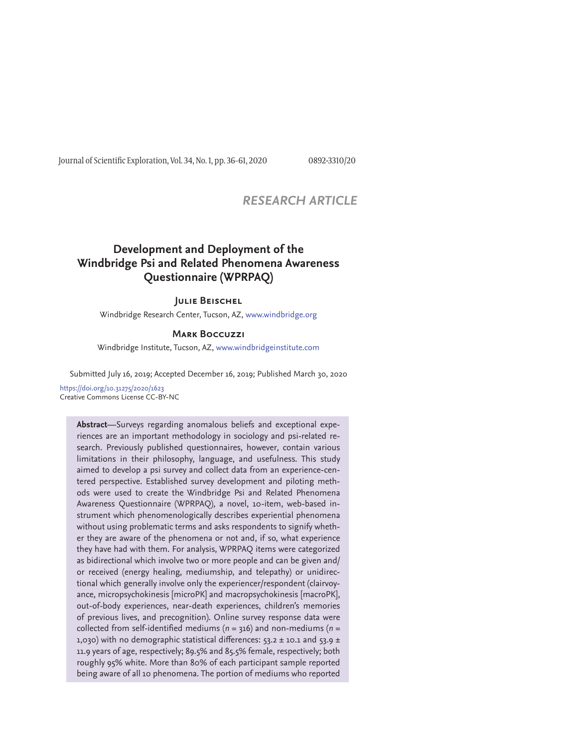*RESEARCH ARTICLE*

# Development and Deployment of the Windbridge Psi and Related Phenomena Awareness Questionnaire (WPRPAQ)

**Julie Beischel**

Windbridge Research Center, Tucson, AZ, www.windbridge.org

**Mark Boccuzzi**

Windbridge Institute, Tucson, AZ, www.windbridgeinstitute.com

Submitted July 16, 2019; Accepted December 16, 2019; Published March 30, 2020

https://doi.org/10.31275/2020/1623
Creative Commons License CC-BY-NC

**Abstract**—Surveys regarding anomalous beliefs and exceptional experiences are an important methodology in sociology and psi-related research. Previously published questionnaires, however, contain various limitations in their philosophy, language, and usefulness. This study aimed to develop a psi survey and collect data from an experience-centered perspective. Established survey development and piloting methods were used to create the Windbridge Psi and Related Phenomena Awareness Questionnaire (WPRPAQ), a novel, 10-item, web-based instrument which phenomenologically describes experiential phenomena without using problematic terms and asks respondents to signify whether they are aware of the phenomena or not and, if so, what experience they have had with them. For analysis, WPRPAQ items were categorized as bidirectional which involve two or more people and can be given and/or received (energy healing, mediumship, and telepathy) or unidirectional which generally involve only the experiencer/respondent (clairvoyance, micropsychokinesis [microPK] and macropsychokinesis [macroPK], out-of-body experiences, near-death experiences, children's memories of previous lives, and precognition). Online survey response data were collected from self-identified mediums ($n$ = 316) and non-mediums ($n$ = 1,030) with no demographic statistical differences: 53.2 ± 10.1 and 53.9 ± 11.9 years of age, respectively; 89.5% and 85.5% female, respectively; both roughly 95% white. More than 80% of each participant sample reported being aware of all 10 phenomena. The portion of mediums who reported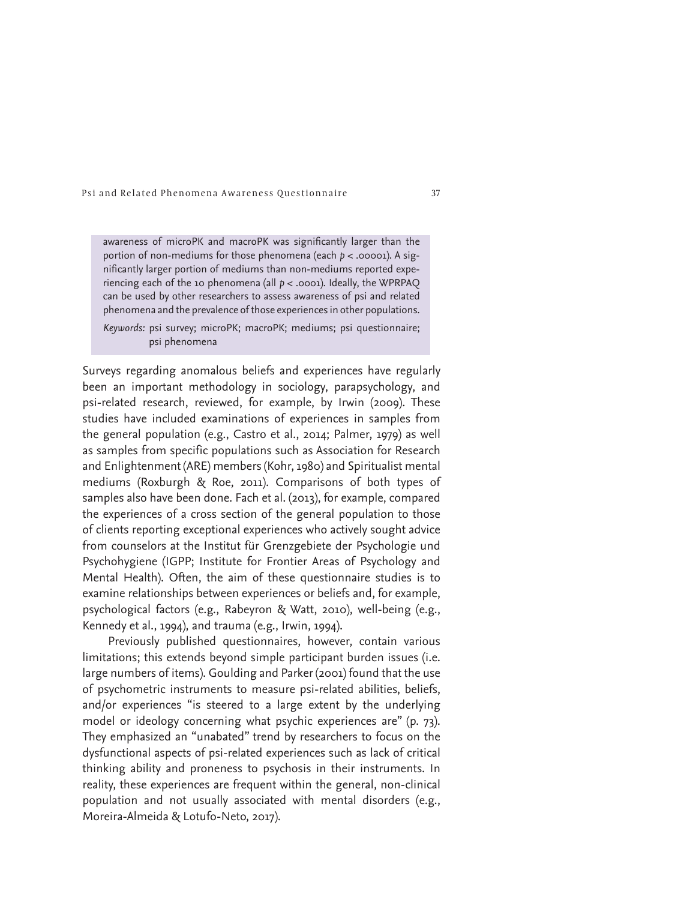awareness of microPK and macroPK was significantly larger than the portion of non-mediums for those phenomena (each $p < .00001$). A significantly larger portion of mediums than non-mediums reported experiencing each of the 10 phenomena (all $p < .0001$). Ideally, the WPRPAQ can be used by other researchers to assess awareness of psi and related phenomena and the prevalence of those experiences in other populations.

*Keywords:* psi survey; microPK; macroPK; mediums; psi questionnaire; psi phenomena

Surveys regarding anomalous beliefs and experiences have regularly been an important methodology in sociology, parapsychology, and psi-related research, reviewed, for example, by Irwin (2009). These studies have included examinations of experiences in samples from the general population (e.g., Castro et al., 2014; Palmer, 1979) as well as samples from specific populations such as Association for Research and Enlightenment (ARE) members (Kohr, 1980) and Spiritualist mental mediums (Roxburgh & Roe, 2011). Comparisons of both types of samples also have been done. Fach et al. (2013), for example, compared the experiences of a cross section of the general population to those of clients reporting exceptional experiences who actively sought advice from counselors at the Institut für Grenzgebiete der Psychologie und Psychohygiene (IGPP; Institute for Frontier Areas of Psychology and Mental Health). Often, the aim of these questionnaire studies is to examine relationships between experiences or beliefs and, for example, psychological factors (e.g., Rabeyron & Watt, 2010), well-being (e.g., Kennedy et al., 1994), and trauma (e.g., Irwin, 1994).

Previously published questionnaires, however, contain various limitations; this extends beyond simple participant burden issues (i.e. large numbers of items). Goulding and Parker (2001) found that the use of psychometric instruments to measure psi-related abilities, beliefs, and/or experiences "is steered to a large extent by the underlying model or ideology concerning what psychic experiences are" (p. 73). They emphasized an "unabated" trend by researchers to focus on the dysfunctional aspects of psi-related experiences such as lack of critical thinking ability and proneness to psychosis in their instruments. In reality, these experiences are frequent within the general, non-clinical population and not usually associated with mental disorders (e.g., Moreira-Almeida & Lotufo-Neto, 2017).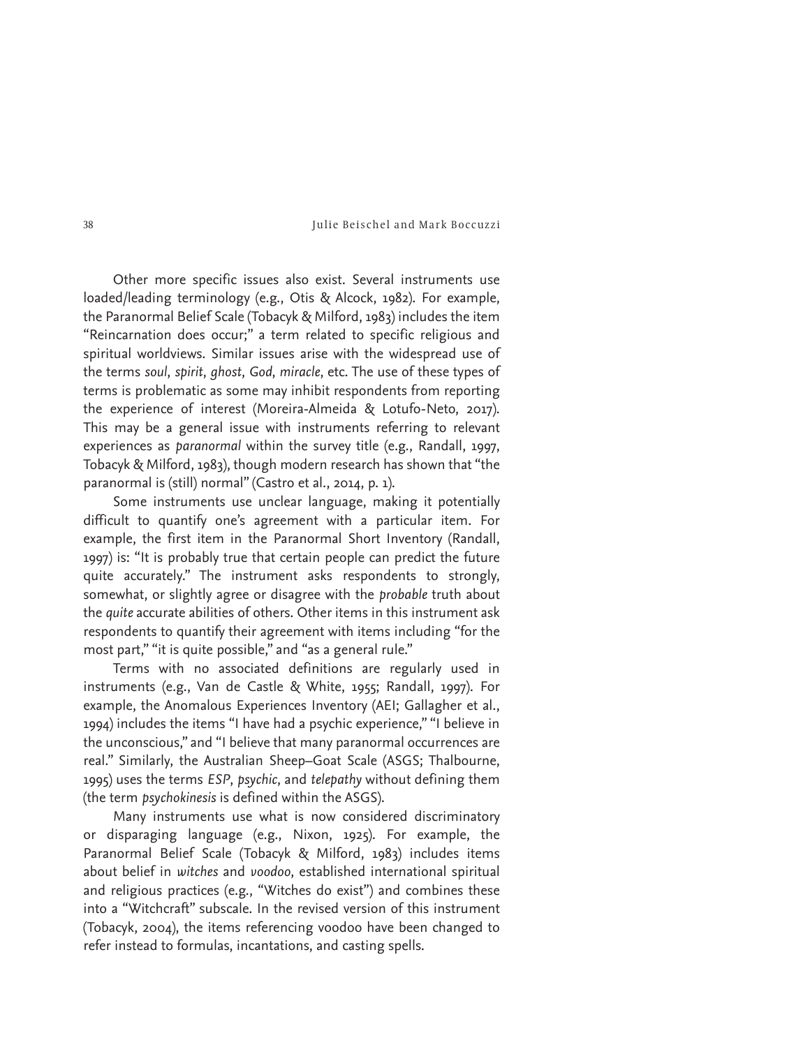Other more specific issues also exist. Several instruments use loaded/leading terminology (e.g., Otis & Alcock, 1982). For example, the Paranormal Belief Scale (Tobacyk & Milford, 1983) includes the item "Reincarnation does occur;" a term related to specific religious and spiritual worldviews. Similar issues arise with the widespread use of the terms *soul*, *spirit*, *ghost*, *God*, *miracle*, etc. The use of these types of terms is problematic as some may inhibit respondents from reporting the experience of interest (Moreira-Almeida & Lotufo-Neto, 2017). This may be a general issue with instruments referring to relevant experiences as *paranormal* within the survey title (e.g., Randall, 1997, Tobacyk & Milford, 1983), though modern research has shown that "the paranormal is (still) normal" (Castro et al., 2014, p. 1).

Some instruments use unclear language, making it potentially difficult to quantify one's agreement with a particular item. For example, the first item in the Paranormal Short Inventory (Randall, 1997) is: "It is probably true that certain people can predict the future quite accurately." The instrument asks respondents to strongly, somewhat, or slightly agree or disagree with the *probable* truth about the *quite* accurate abilities of others. Other items in this instrument ask respondents to quantify their agreement with items including "for the most part," "it is quite possible," and "as a general rule."

Terms with no associated definitions are regularly used in instruments (e.g., Van de Castle & White, 1955; Randall, 1997). For example, the Anomalous Experiences Inventory (AEI; Gallagher et al., 1994) includes the items "I have had a psychic experience," "I believe in the unconscious," and "I believe that many paranormal occurrences are real." Similarly, the Australian Sheep–Goat Scale (ASGS; Thalbourne, 1995) uses the terms *ESP*, *psychic*, and *telepathy* without defining them (the term *psychokinesis* is defined within the ASGS).

Many instruments use what is now considered discriminatory or disparaging language (e.g., Nixon, 1925). For example, the Paranormal Belief Scale (Tobacyk & Milford, 1983) includes items about belief in *witches* and *voodoo*, established international spiritual and religious practices (e.g., "Witches do exist") and combines these into a "Witchcraft" subscale. In the revised version of this instrument (Tobacyk, 2004), the items referencing voodoo have been changed to refer instead to formulas, incantations, and casting spells.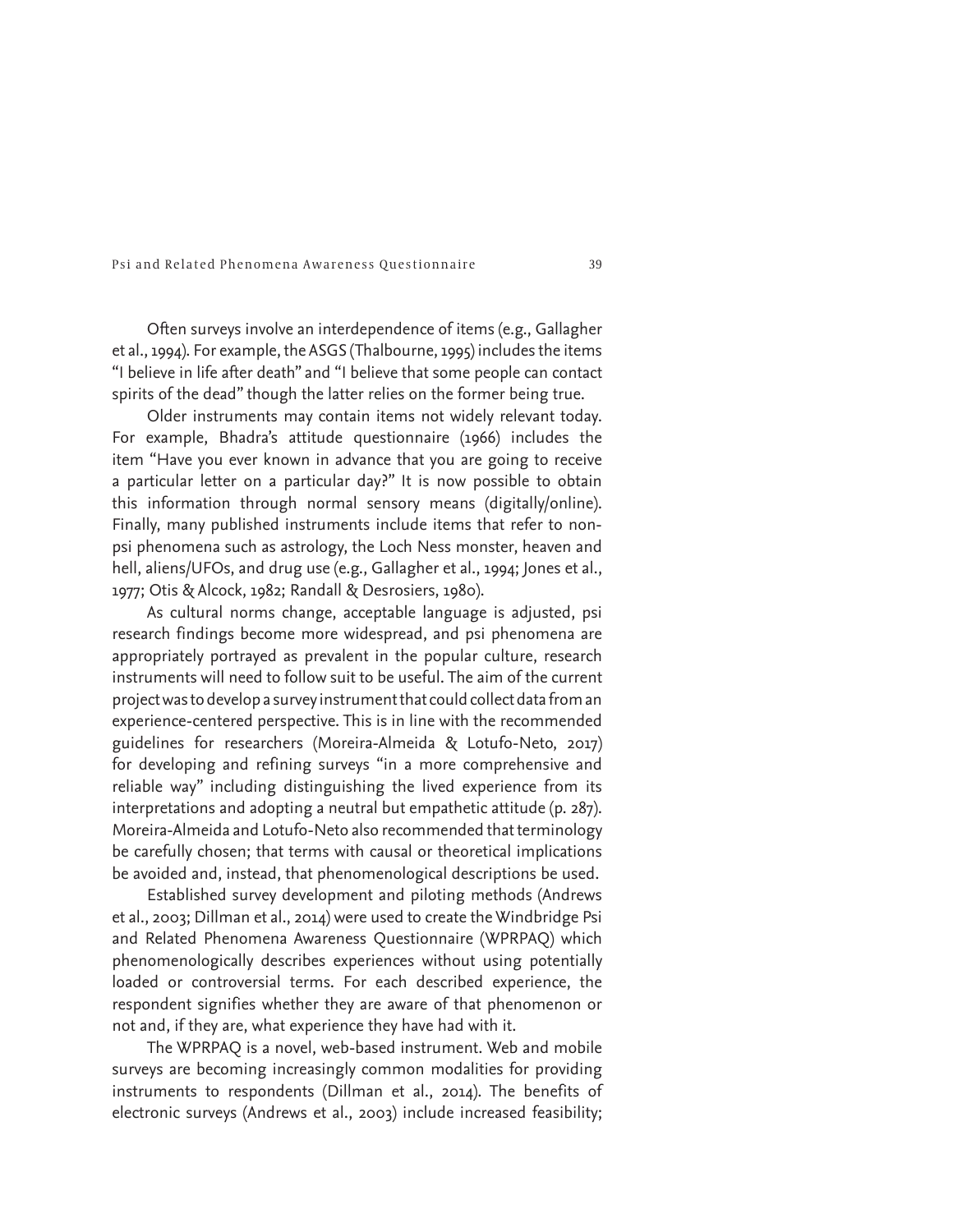Often surveys involve an interdependence of items (e.g., Gallagher et al., 1994). For example, the ASGS (Thalbourne, 1995) includes the items "I believe in life after death" and "I believe that some people can contact spirits of the dead" though the latter relies on the former being true.

Older instruments may contain items not widely relevant today. For example, Bhadra's attitude questionnaire (1966) includes the item "Have you ever known in advance that you are going to receive a particular letter on a particular day?" It is now possible to obtain this information through normal sensory means (digitally/online). Finally, many published instruments include items that refer to non-psi phenomena such as astrology, the Loch Ness monster, heaven and hell, aliens/UFOs, and drug use (e.g., Gallagher et al., 1994; Jones et al., 1977; Otis & Alcock, 1982; Randall & Desrosiers, 1980).

As cultural norms change, acceptable language is adjusted, psi research findings become more widespread, and psi phenomena are appropriately portrayed as prevalent in the popular culture, research instruments will need to follow suit to be useful. The aim of the current project was to develop a survey instrument that could collect data from an experience-centered perspective. This is in line with the recommended guidelines for researchers (Moreira-Almeida & Lotufo-Neto, 2017) for developing and refining surveys "in a more comprehensive and reliable way" including distinguishing the lived experience from its interpretations and adopting a neutral but empathetic attitude (p. 287). Moreira-Almeida and Lotufo-Neto also recommended that terminology be carefully chosen; that terms with causal or theoretical implications be avoided and, instead, that phenomenological descriptions be used.

Established survey development and piloting methods (Andrews et al., 2003; Dillman et al., 2014) were used to create the Windbridge Psi and Related Phenomena Awareness Questionnaire (WPRPAQ) which phenomenologically describes experiences without using potentially loaded or controversial terms. For each described experience, the respondent signifies whether they are aware of that phenomenon or not and, if they are, what experience they have had with it.

The WPRPAQ is a novel, web-based instrument. Web and mobile surveys are becoming increasingly common modalities for providing instruments to respondents (Dillman et al., 2014). The benefits of electronic surveys (Andrews et al., 2003) include increased feasibility;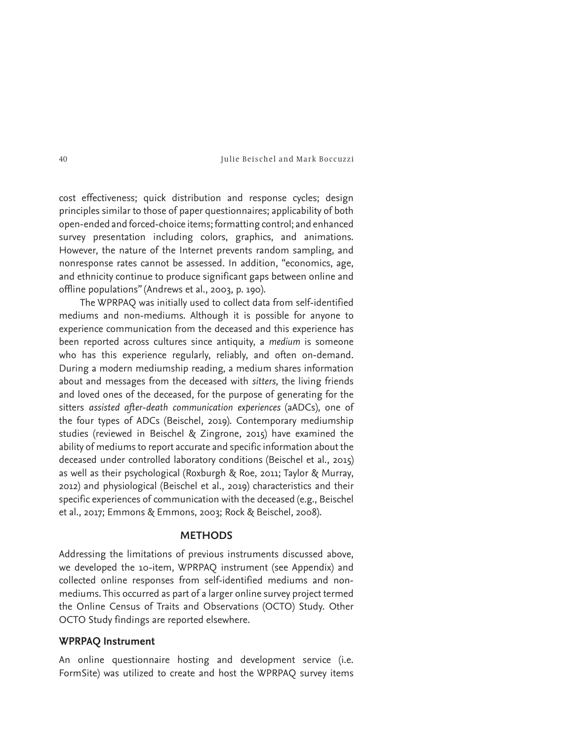cost effectiveness; quick distribution and response cycles; design principles similar to those of paper questionnaires; applicability of both open-ended and forced-choice items; formatting control; and enhanced survey presentation including colors, graphics, and animations. However, the nature of the Internet prevents random sampling, and nonresponse rates cannot be assessed. In addition, "economics, age, and ethnicity continue to produce significant gaps between online and offline populations" (Andrews et al., 2003, p. 190).

The WPRPAQ was initially used to collect data from self-identified mediums and non-mediums. Although it is possible for anyone to experience communication from the deceased and this experience has been reported across cultures since antiquity, a *medium* is someone who has this experience regularly, reliably, and often on-demand. During a modern mediumship reading, a medium shares information about and messages from the deceased with *sitters*, the living friends and loved ones of the deceased, for the purpose of generating for the sitters *assisted after-death communication experiences* (aADCs), one of the four types of ADCs (Beischel, 2019). Contemporary mediumship studies (reviewed in Beischel & Zingrone, 2015) have examined the ability of mediums to report accurate and specific information about the deceased under controlled laboratory conditions (Beischel et al., 2015) as well as their psychological (Roxburgh & Roe, 2011; Taylor & Murray, 2012) and physiological (Beischel et al., 2019) characteristics and their specific experiences of communication with the deceased (e.g., Beischel et al., 2017; Emmons & Emmons, 2003; Rock & Beischel, 2008).

## METHODS

Addressing the limitations of previous instruments discussed above, we developed the 10-item, WPRPAQ instrument (see Appendix) and collected online responses from self-identified mediums and non-mediums. This occurred as part of a larger online survey project termed the Online Census of Traits and Observations (OCTO) Study. Other OCTO Study findings are reported elsewhere.

### WPRPAQ Instrument

An online questionnaire hosting and development service (i.e. FormSite) was utilized to create and host the WPRPAQ survey items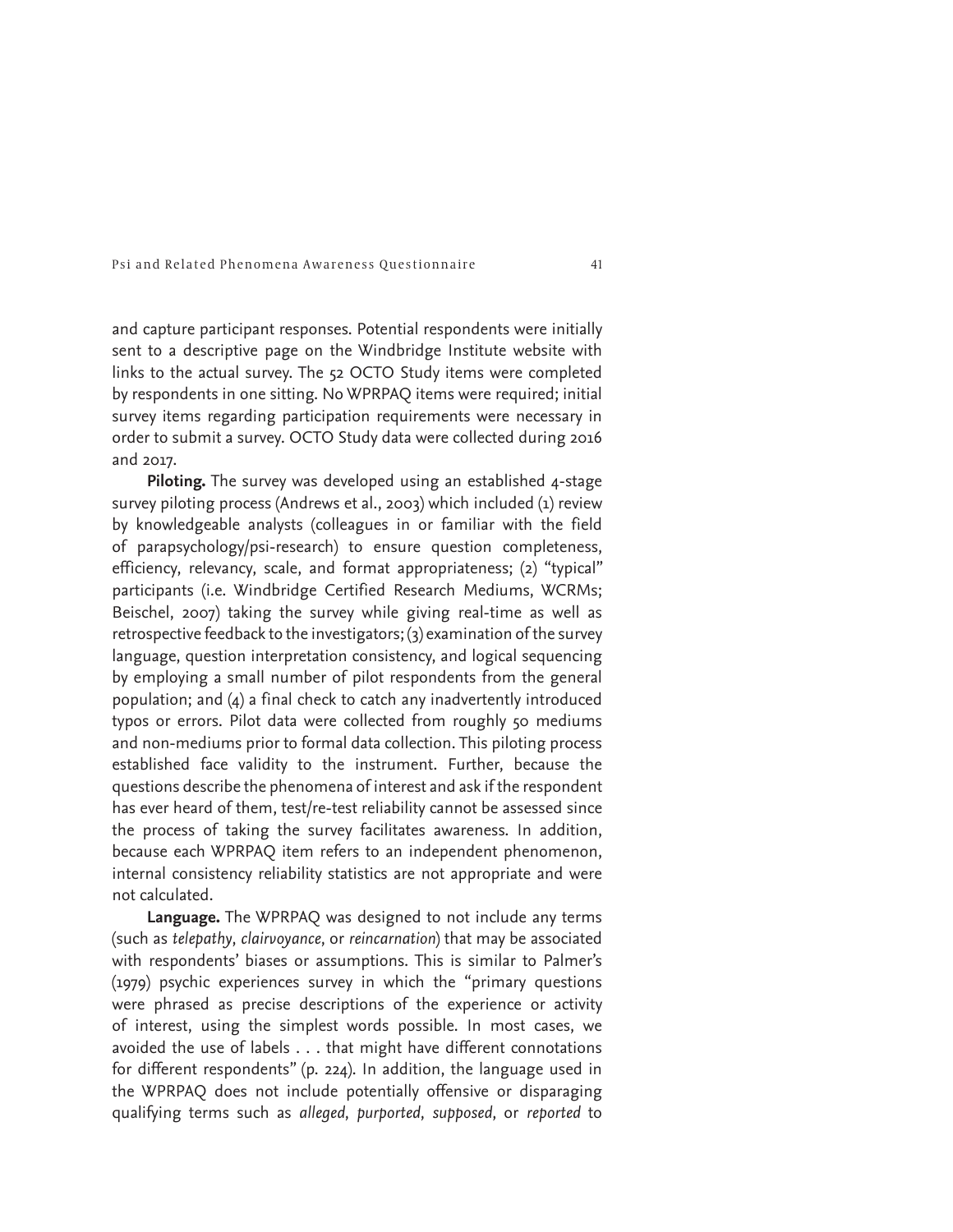and capture participant responses. Potential respondents were initially sent to a descriptive page on the Windbridge Institute website with links to the actual survey. The 52 OCTO Study items were completed by respondents in one sitting. No WPRPAQ items were required; initial survey items regarding participation requirements were necessary in order to submit a survey. OCTO Study data were collected during 2016 and 2017.

**Piloting.** The survey was developed using an established 4-stage survey piloting process (Andrews et al., 2003) which included (1) review by knowledgeable analysts (colleagues in or familiar with the field of parapsychology/psi-research) to ensure question completeness, efficiency, relevancy, scale, and format appropriateness; (2) "typical" participants (i.e. Windbridge Certified Research Mediums, WCRMs; Beischel, 2007) taking the survey while giving real-time as well as retrospective feedback to the investigators; (3) examination of the survey language, question interpretation consistency, and logical sequencing by employing a small number of pilot respondents from the general population; and (4) a final check to catch any inadvertently introduced typos or errors. Pilot data were collected from roughly 50 mediums and non-mediums prior to formal data collection. This piloting process established face validity to the instrument. Further, because the questions describe the phenomena of interest and ask if the respondent has ever heard of them, test/re-test reliability cannot be assessed since the process of taking the survey facilitates awareness. In addition, because each WPRPAQ item refers to an independent phenomenon, internal consistency reliability statistics are not appropriate and were not calculated.

**Language.** The WPRPAQ was designed to not include any terms (such as *telepathy*, *clairvoyance*, or *reincarnation*) that may be associated with respondents' biases or assumptions. This is similar to Palmer's (1979) psychic experiences survey in which the "primary questions were phrased as precise descriptions of the experience or activity of interest, using the simplest words possible. In most cases, we avoided the use of labels . . . that might have different connotations for different respondents" (p. 224). In addition, the language used in the WPRPAQ does not include potentially offensive or disparaging qualifying terms such as *alleged*, *purported*, *supposed*, or *reported* to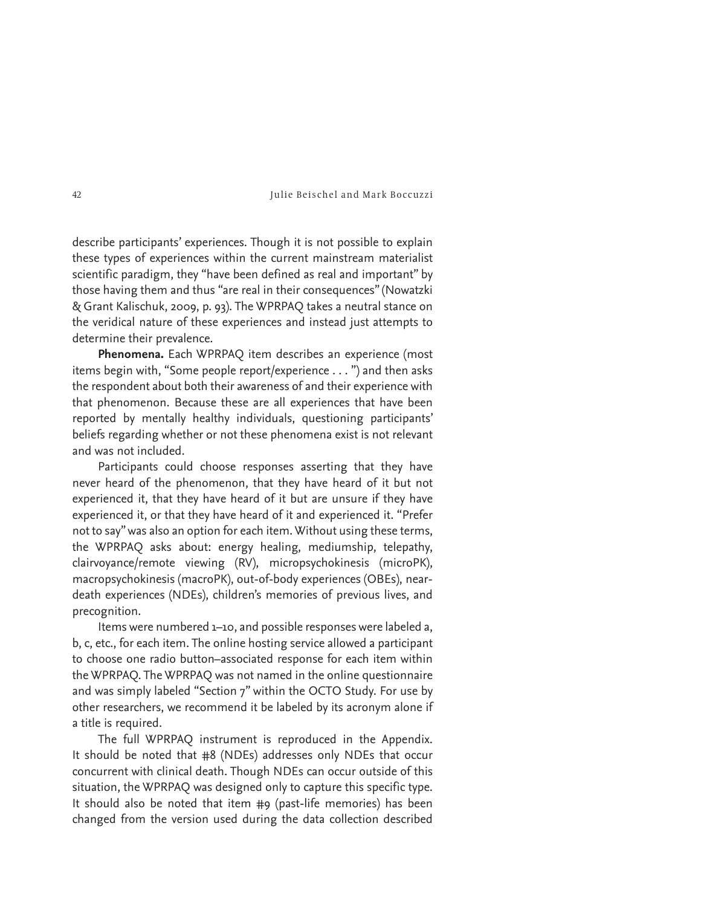describe participants' experiences. Though it is not possible to explain these types of experiences within the current mainstream materialist scientific paradigm, they "have been defined as real and important" by those having them and thus "are real in their consequences" (Nowatzki & Grant Kalischuk, 2009, p. 93). The WPRPAQ takes a neutral stance on the veridical nature of these experiences and instead just attempts to determine their prevalence.

**Phenomena.** Each WPRPAQ item describes an experience (most items begin with, "Some people report/experience . . . ") and then asks the respondent about both their awareness of and their experience with that phenomenon. Because these are all experiences that have been reported by mentally healthy individuals, questioning participants' beliefs regarding whether or not these phenomena exist is not relevant and was not included.

Participants could choose responses asserting that they have never heard of the phenomenon, that they have heard of it but not experienced it, that they have heard of it but are unsure if they have experienced it, or that they have heard of it and experienced it. "Prefer not to say" was also an option for each item. Without using these terms, the WPRPAQ asks about: energy healing, mediumship, telepathy, clairvoyance/remote viewing (RV), micropsychokinesis (microPK), macropsychokinesis (macroPK), out-of-body experiences (OBEs), near-death experiences (NDEs), children's memories of previous lives, and precognition.

Items were numbered 1–10, and possible responses were labeled a, b, c, etc., for each item. The online hosting service allowed a participant to choose one radio button–associated response for each item within the WPRPAQ. The WPRPAQ was not named in the online questionnaire and was simply labeled "Section 7" within the OCTO Study. For use by other researchers, we recommend it be labeled by its acronym alone if a title is required.

The full WPRPAQ instrument is reproduced in the Appendix. It should be noted that #8 (NDEs) addresses only NDEs that occur concurrent with clinical death. Though NDEs can occur outside of this situation, the WPRPAQ was designed only to capture this specific type. It should also be noted that item #9 (past-life memories) has been changed from the version used during the data collection described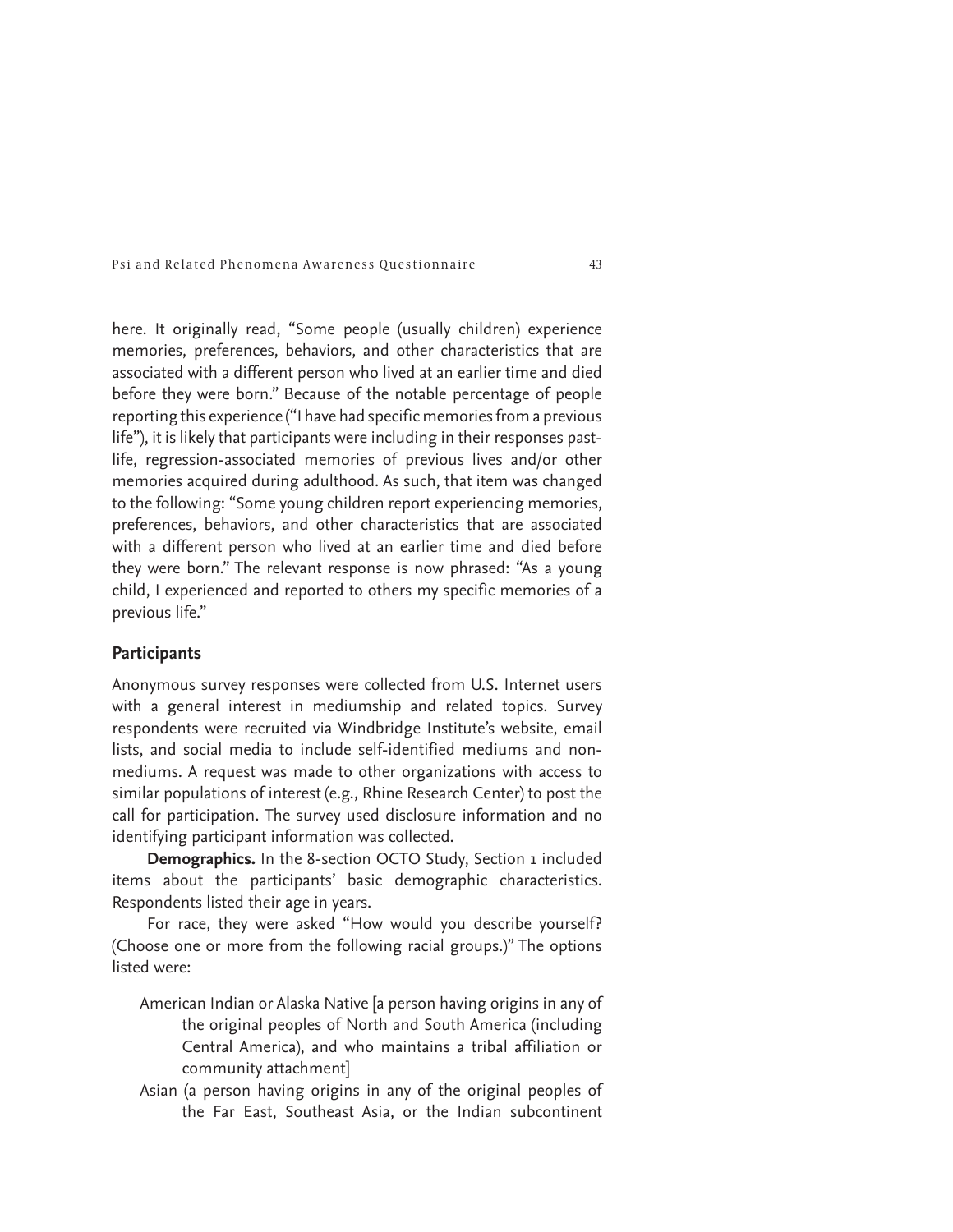here. It originally read, "Some people (usually children) experience memories, preferences, behaviors, and other characteristics that are associated with a different person who lived at an earlier time and died before they were born." Because of the notable percentage of people reporting this experience ("I have had specific memories from a previous life"), it is likely that participants were including in their responses past-life, regression-associated memories of previous lives and/or other memories acquired during adulthood. As such, that item was changed to the following: "Some young children report experiencing memories, preferences, behaviors, and other characteristics that are associated with a different person who lived at an earlier time and died before they were born." The relevant response is now phrased: "As a young child, I experienced and reported to others my specific memories of a previous life."

## Participants

Anonymous survey responses were collected from U.S. Internet users with a general interest in mediumship and related topics. Survey respondents were recruited via Windbridge Institute's website, email lists, and social media to include self-identified mediums and non-mediums. A request was made to other organizations with access to similar populations of interest (e.g., Rhine Research Center) to post the call for participation. The survey used disclosure information and no identifying participant information was collected.

**Demographics.** In the 8-section OCTO Study, Section 1 included items about the participants' basic demographic characteristics. Respondents listed their age in years.

For race, they were asked "How would you describe yourself? (Choose one or more from the following racial groups.)" The options listed were:

American Indian or Alaska Native [a person having origins in any of the original peoples of North and South America (including Central America), and who maintains a tribal affiliation or community attachment]

Asian (a person having origins in any of the original peoples of the Far East, Southeast Asia, or the Indian subcontinent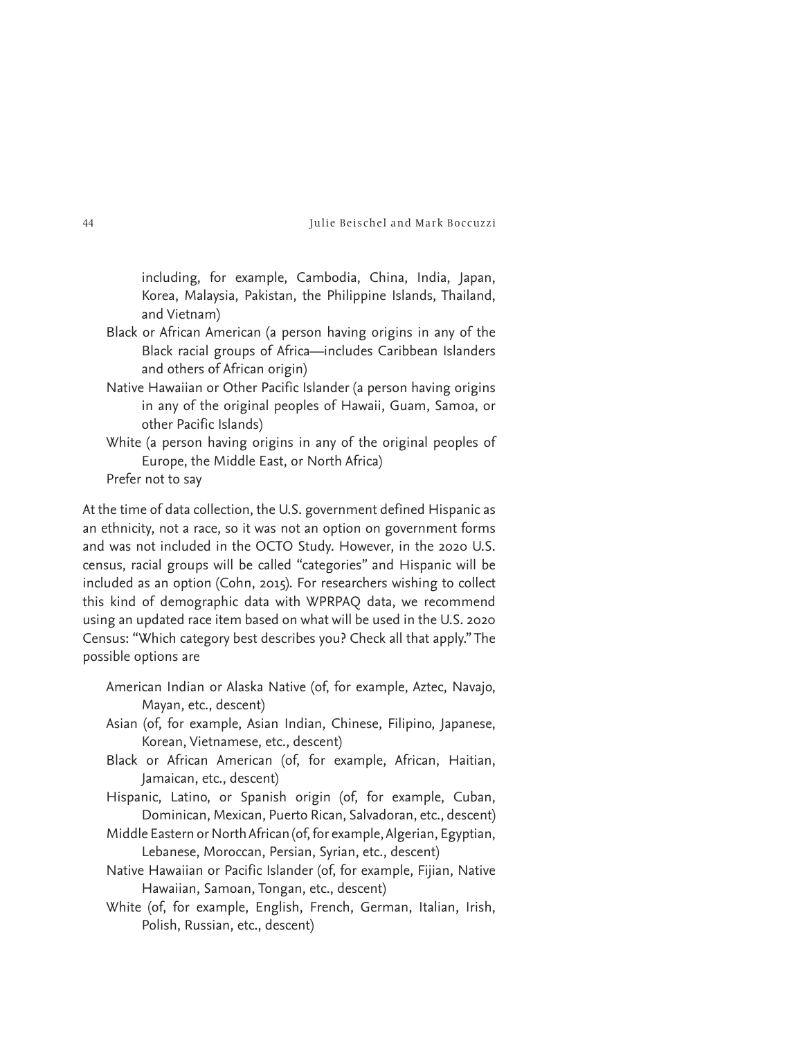including, for example, Cambodia, China, India, Japan, Korea, Malaysia, Pakistan, the Philippine Islands, Thailand, and Vietnam)

Black or African American (a person having origins in any of the Black racial groups of Africa—includes Caribbean Islanders and others of African origin)

Native Hawaiian or Other Pacific Islander (a person having origins in any of the original peoples of Hawaii, Guam, Samoa, or other Pacific Islands)

White (a person having origins in any of the original peoples of Europe, the Middle East, or North Africa)

Prefer not to say

At the time of data collection, the U.S. government defined Hispanic as an ethnicity, not a race, so it was not an option on government forms and was not included in the OCTO Study. However, in the 2020 U.S. census, racial groups will be called "categories" and Hispanic will be included as an option (Cohn, 2015). For researchers wishing to collect this kind of demographic data with WPRPAQ data, we recommend using an updated race item based on what will be used in the U.S. 2020 Census: "Which category best describes you? Check all that apply." The possible options are

American Indian or Alaska Native (of, for example, Aztec, Navajo, Mayan, etc., descent)

Asian (of, for example, Asian Indian, Chinese, Filipino, Japanese, Korean, Vietnamese, etc., descent)

Black or African American (of, for example, African, Haitian, Jamaican, etc., descent)

Hispanic, Latino, or Spanish origin (of, for example, Cuban, Dominican, Mexican, Puerto Rican, Salvadoran, etc., descent)

Middle Eastern or North African (of, for example, Algerian, Egyptian, Lebanese, Moroccan, Persian, Syrian, etc., descent)

Native Hawaiian or Pacific Islander (of, for example, Fijian, Native Hawaiian, Samoan, Tongan, etc., descent)

White (of, for example, English, French, German, Italian, Irish, Polish, Russian, etc., descent)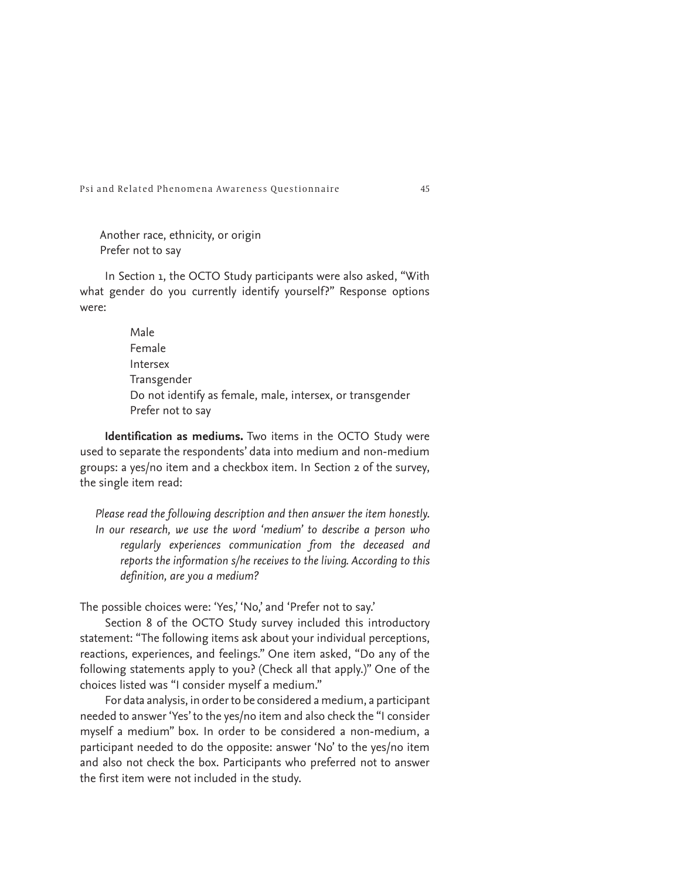Another race, ethnicity, or origin
Prefer not to say

In Section 1, the OCTO Study participants were also asked, "With what gender do you currently identify yourself?" Response options were:

Male
Female
Intersex
Transgender
Do not identify as female, male, intersex, or transgender
Prefer not to say

**Identification as mediums.** Two items in the OCTO Study were used to separate the respondents' data into medium and non-medium groups: a yes/no item and a checkbox item. In Section 2 of the survey, the single item read:

*Please read the following description and then answer the item honestly. In our research, we use the word 'medium' to describe a person who regularly experiences communication from the deceased and reports the information s/he receives to the living. According to this definition, are you a medium?*

The possible choices were: 'Yes,' 'No,' and 'Prefer not to say.'

Section 8 of the OCTO Study survey included this introductory statement: "The following items ask about your individual perceptions, reactions, experiences, and feelings." One item asked, "Do any of the following statements apply to you? (Check all that apply.)" One of the choices listed was "I consider myself a medium."

For data analysis, in order to be considered a medium, a participant needed to answer 'Yes' to the yes/no item and also check the "I consider myself a medium" box. In order to be considered a non-medium, a participant needed to do the opposite: answer 'No' to the yes/no item and also not check the box. Participants who preferred not to answer the first item were not included in the study.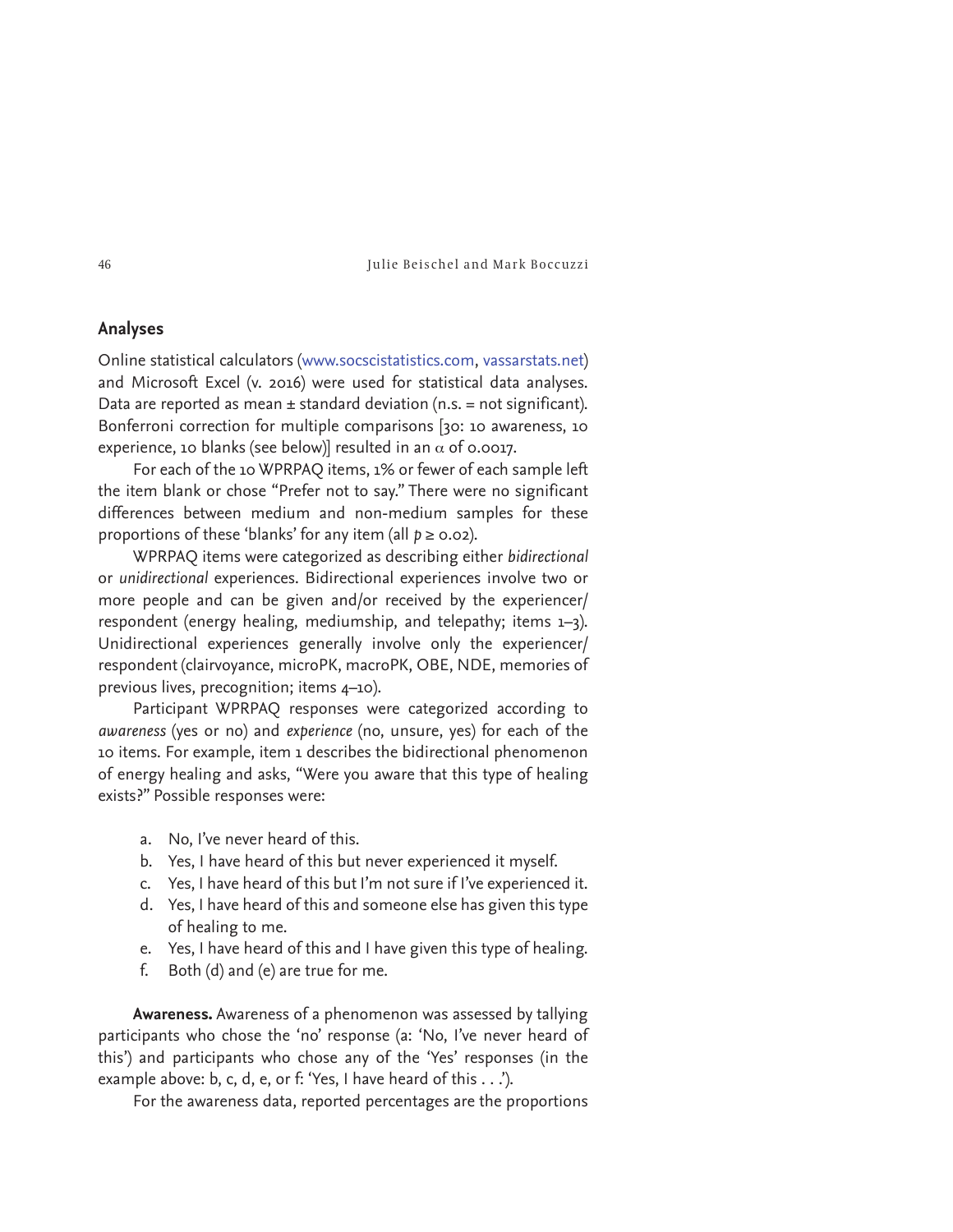## Analyses

Online statistical calculators (www.socscistatistics.com, vassarstats.net) and Microsoft Excel (v. 2016) were used for statistical data analyses. Data are reported as mean ± standard deviation (n.s. = not significant). Bonferroni correction for multiple comparisons [30: 10 awareness, 10 experience, 10 blanks (see below)] resulted in an $\alpha$ of 0.0017.

For each of the 10 WPRPAQ items, 1% or fewer of each sample left the item blank or chose "Prefer not to say." There were no significant differences between medium and non-medium samples for these proportions of these 'blanks' for any item (all $p \geq 0.02$).

WPRPAQ items were categorized as describing either *bidirectional* or *unidirectional* experiences. Bidirectional experiences involve two or more people and can be given and/or received by the experiencer/respondent (energy healing, mediumship, and telepathy; items 1–3). Unidirectional experiences generally involve only the experiencer/respondent (clairvoyance, microPK, macroPK, OBE, NDE, memories of previous lives, precognition; items 4–10).

Participant WPRPAQ responses were categorized according to *awareness* (yes or no) and *experience* (no, unsure, yes) for each of the 10 items. For example, item 1 describes the bidirectional phenomenon of energy healing and asks, "Were you aware that this type of healing exists?" Possible responses were:

a. No, I've never heard of this.
b. Yes, I have heard of this but never experienced it myself.
c. Yes, I have heard of this but I'm not sure if I've experienced it.
d. Yes, I have heard of this and someone else has given this type of healing to me.
e. Yes, I have heard of this and I have given this type of healing.
f. Both (d) and (e) are true for me.

**Awareness.** Awareness of a phenomenon was assessed by tallying participants who chose the 'no' response (a: 'No, I've never heard of this') and participants who chose any of the 'Yes' responses (in the example above: b, c, d, e, or f: 'Yes, I have heard of this . . .').

For the awareness data, reported percentages are the proportions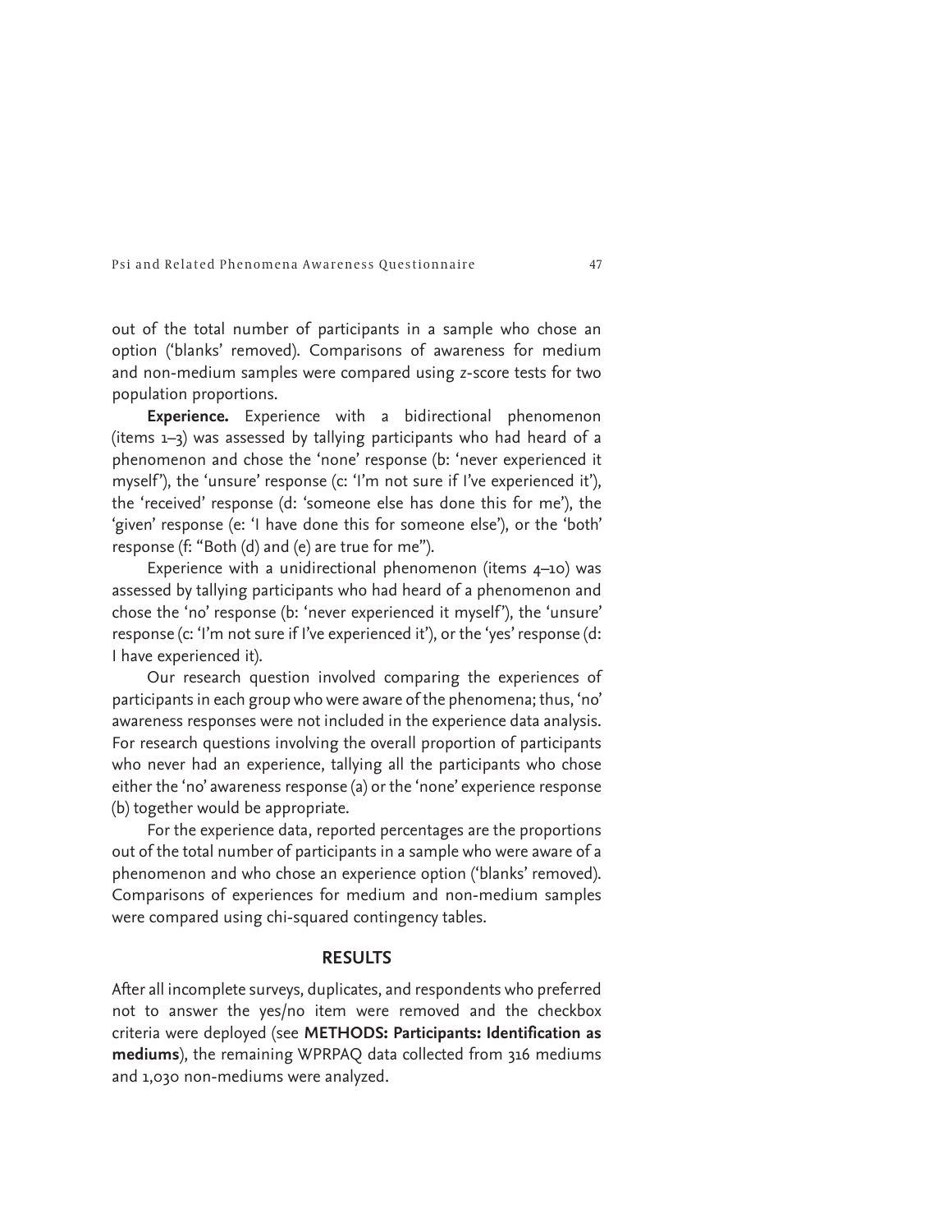out of the total number of participants in a sample who chose an option ('blanks' removed). Comparisons of awareness for medium and non-medium samples were compared using *z*-score tests for two population proportions.

**Experience.** Experience with a bidirectional phenomenon (items 1–3) was assessed by tallying participants who had heard of a phenomenon and chose the 'none' response (b: 'never experienced it myself'), the 'unsure' response (c: 'I'm not sure if I've experienced it'), the 'received' response (d: 'someone else has done this for me'), the 'given' response (e: 'I have done this for someone else'), or the 'both' response (f: "Both (d) and (e) are true for me").

Experience with a unidirectional phenomenon (items 4–10) was assessed by tallying participants who had heard of a phenomenon and chose the 'no' response (b: 'never experienced it myself'), the 'unsure' response (c: 'I'm not sure if I've experienced it'), or the 'yes' response (d: I have experienced it).

Our research question involved comparing the experiences of participants in each group who were aware of the phenomena; thus, 'no' awareness responses were not included in the experience data analysis. For research questions involving the overall proportion of participants who never had an experience, tallying all the participants who chose either the 'no' awareness response (a) or the 'none' experience response (b) together would be appropriate.

For the experience data, reported percentages are the proportions out of the total number of participants in a sample who were aware of a phenomenon and who chose an experience option ('blanks' removed). Comparisons of experiences for medium and non-medium samples were compared using chi-squared contingency tables.

## RESULTS

After all incomplete surveys, duplicates, and respondents who preferred not to answer the yes/no item were removed and the checkbox criteria were deployed (see **METHODS: Participants: Identification as mediums**), the remaining WPRPAQ data collected from 316 mediums and 1,030 non-mediums were analyzed.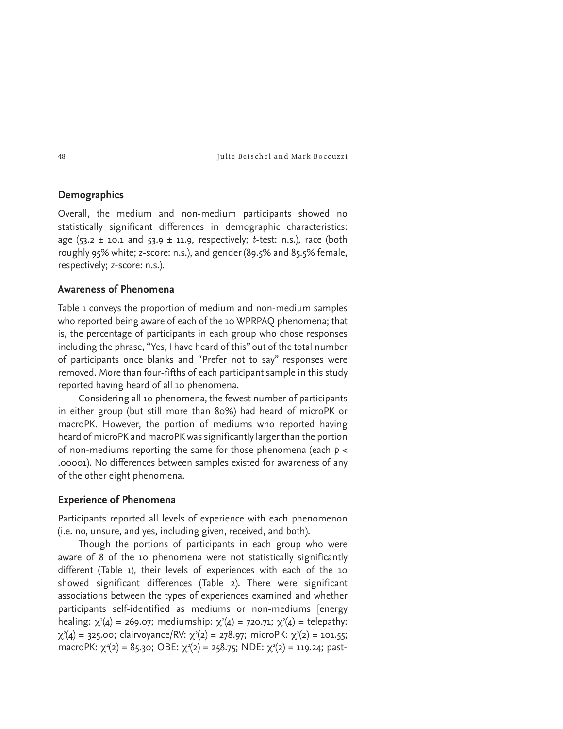## Demographics

Overall, the medium and non-medium participants showed no statistically significant differences in demographic characteristics: age (53.2 ± 10.1 and 53.9 ± 11.9, respectively; *t*-test: n.s.), race (both roughly 95% white; *z*-score: n.s.), and gender (89.5% and 85.5% female, respectively; *z*-score: n.s.).

## Awareness of Phenomena

Table 1 conveys the proportion of medium and non-medium samples who reported being aware of each of the 10 WPRPAQ phenomena; that is, the percentage of participants in each group who chose responses including the phrase, "Yes, I have heard of this" out of the total number of participants once blanks and "Prefer not to say" responses were removed. More than four-fifths of each participant sample in this study reported having heard of all 10 phenomena.

Considering all 10 phenomena, the fewest number of participants in either group (but still more than 80%) had heard of microPK or macroPK. However, the portion of mediums who reported having heard of microPK and macroPK was significantly larger than the portion of non-mediums reporting the same for those phenomena (each $p < .00001$). No differences between samples existed for awareness of any of the other eight phenomena.

## Experience of Phenomena

Participants reported all levels of experience with each phenomenon (i.e. no, unsure, and yes, including given, received, and both).

Though the portions of participants in each group who were aware of 8 of the 10 phenomena were not statistically significantly different (Table 1), their levels of experiences with each of the 10 showed significant differences (Table 2). There were significant associations between the types of experiences examined and whether participants self-identified as mediums or non-mediums [energy healing: $\chi^2(4) = 269.07$; mediumship: $\chi^2(4) = 720.71$; $\chi^2(4)$ = telepathy: $\chi^2(4) = 325.00$; clairvoyance/RV: $\chi^2(2) = 278.97$; microPK: $\chi^2(2) = 101.55$; macroPK: $\chi^2(2) = 85.30$; OBE: $\chi^2(2) = 258.75$; NDE: $\chi^2(2) = 119.24$; past-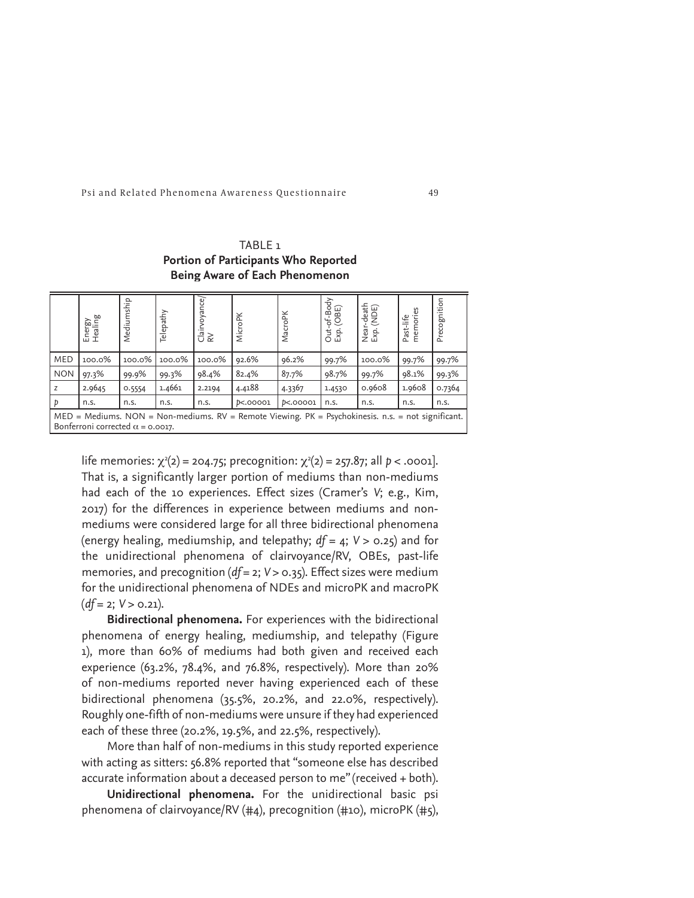TABLE 1
**Portion of Participants Who Reported Being Aware of Each Phenomenon**

| | Energy Healing | Mediumship | Telepathy | Clairvoyance/RV | MicroPK | MacroPK | Out-of-Body Exp. (OBE) | Near-death Exp. (NDE) | Past-life memories | Precognition |
|---|---|---|---|---|---|---|---|---|---|---|
| MED | 100.0% | 100.0% | 100.0% | 100.0% | 92.6% | 96.2% | 99.7% | 100.0% | 99.7% | 99.7% |
| NON | 97.3% | 99.9% | 99.3% | 98.4% | 82.4% | 87.7% | 98.7% | 99.7% | 98.1% | 99.3% |
| z | 2.9645 | 0.5554 | 1.4661 | 2.2194 | 4.4188 | 4.3367 | 1.4530 | 0.9608 | 1.9608 | 0.7364 |
| p | n.s. | n.s. | n.s. | n.s. | $p<.00001$ | $p<.00001$ | n.s. | n.s. | n.s. | n.s. |

MED = Mediums. NON = Non-mediums. RV = Remote Viewing. PK = Psychokinesis. n.s. = not significant. Bonferroni corrected $\alpha = 0.0017$.

life memories: $\chi^2(2) = 204.75$; precognition: $\chi^2(2) = 257.87$; all $p < .0001$]. That is, a significantly larger portion of mediums than non-mediums had each of the 10 experiences. Effect sizes (Cramer's *V*; e.g., Kim, 2017) for the differences in experience between mediums and non-mediums were considered large for all three bidirectional phenomena (energy healing, mediumship, and telepathy; $df = 4$; $V > 0.25$) and for the unidirectional phenomena of clairvoyance/RV, OBEs, past-life memories, and precognition ($df = 2$; $V > 0.35$). Effect sizes were medium for the unidirectional phenomena of NDEs and microPK and macroPK ($df = 2$; $V > 0.21$).

**Bidirectional phenomena.** For experiences with the bidirectional phenomena of energy healing, mediumship, and telepathy (Figure 1), more than 60% of mediums had both given and received each experience (63.2%, 78.4%, and 76.8%, respectively). More than 20% of non-mediums reported never having experienced each of these bidirectional phenomena (35.5%, 20.2%, and 22.0%, respectively). Roughly one-fifth of non-mediums were unsure if they had experienced each of these three (20.2%, 19.5%, and 22.5%, respectively).

More than half of non-mediums in this study reported experience with acting as sitters: 56.8% reported that "someone else has described accurate information about a deceased person to me" (received + both).

**Unidirectional phenomena.** For the unidirectional basic psi phenomena of clairvoyance/RV (#4), precognition (#10), microPK (#5),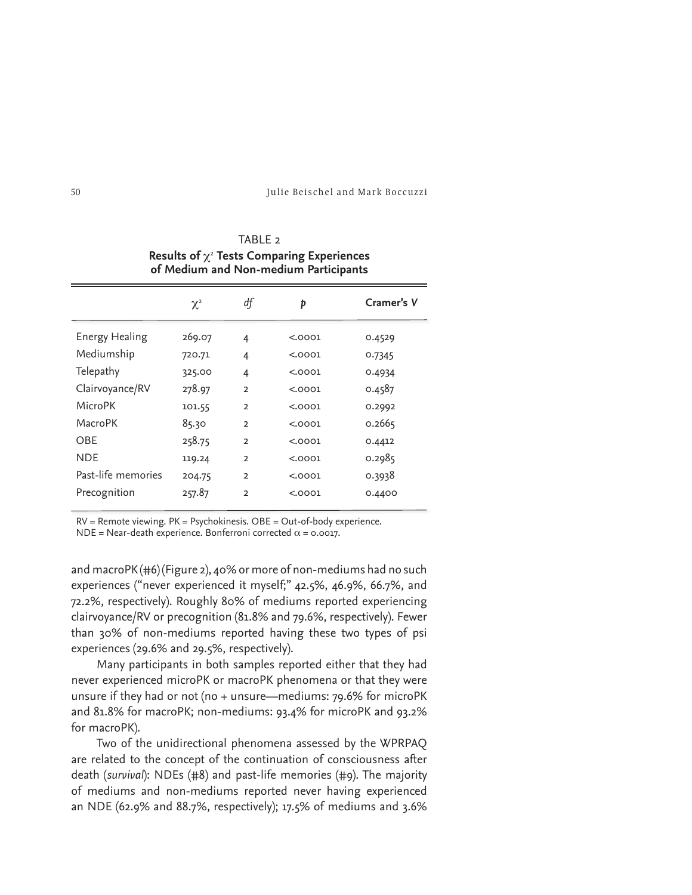TABLE 2

**Results of $\chi^2$ Tests Comparing Experiences of Medium and Non-medium Participants**

| | $\chi^2$ | *df* | *p* | Cramer's *V* |
|---|---|---|---|---|
| Energy Healing | 269.07 | 4 | <.0001 | 0.4529 |
| Mediumship | 720.71 | 4 | <.0001 | 0.7345 |
| Telepathy | 325.00 | 4 | <.0001 | 0.4934 |
| Clairvoyance/RV | 278.97 | 2 | <.0001 | 0.4587 |
| MicroPK | 101.55 | 2 | <.0001 | 0.2992 |
| MacroPK | 85.30 | 2 | <.0001 | 0.2665 |
| OBE | 258.75 | 2 | <.0001 | 0.4412 |
| NDE | 119.24 | 2 | <.0001 | 0.2985 |
| Past-life memories | 204.75 | 2 | <.0001 | 0.3938 |
| Precognition | 257.87 | 2 | <.0001 | 0.4400 |

RV = Remote viewing. PK = Psychokinesis. OBE = Out-of-body experience. NDE = Near-death experience. Bonferroni corrected $\alpha = 0.0017$.

and macroPK (#6) (Figure 2), 40% or more of non-mediums had no such experiences ("never experienced it myself;" 42.5%, 46.9%, 66.7%, and 72.2%, respectively). Roughly 80% of mediums reported experiencing clairvoyance/RV or precognition (81.8% and 79.6%, respectively). Fewer than 30% of non-mediums reported having these two types of psi experiences (29.6% and 29.5%, respectively).

Many participants in both samples reported either that they had never experienced microPK or macroPK phenomena or that they were unsure if they had or not (no + unsure—mediums: 79.6% for microPK and 81.8% for macroPK; non-mediums: 93.4% for microPK and 93.2% for macroPK).

Two of the unidirectional phenomena assessed by the WPRPAQ are related to the concept of the continuation of consciousness after death (*survival*): NDEs (#8) and past-life memories (#9). The majority of mediums and non-mediums reported never having experienced an NDE (62.9% and 88.7%, respectively); 17.5% of mediums and 3.6%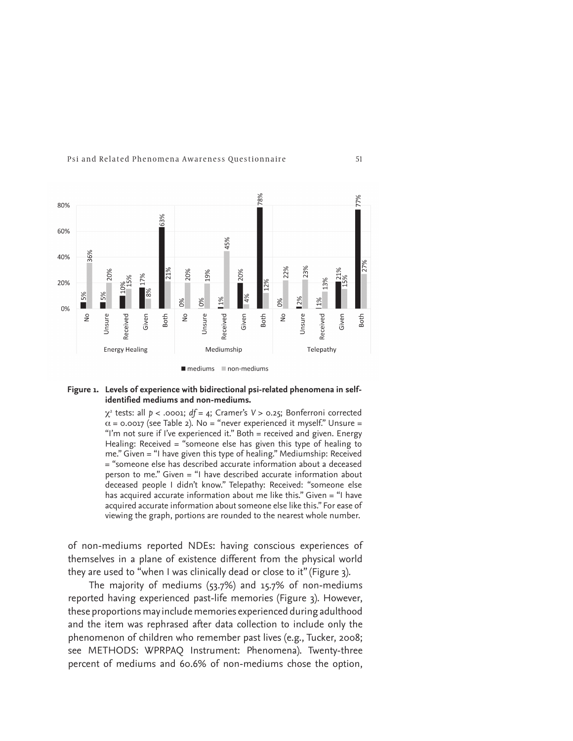**Figure 1. Levels of experience with bidirectional psi-related phenomena in self-identified mediums and non-mediums.**

$\chi^2$ tests: all $p < .0001$; $df = 4$; Cramer's $V > 0.25$; Bonferroni corrected $\alpha = 0.0017$ (see Table 2). No = "never experienced it myself." Unsure = "I'm not sure if I've experienced it." Both = received and given. Energy Healing: Received = "someone else has given this type of healing to me." Given = "I have given this type of healing." Mediumship: Received = "someone else has described accurate information about a deceased person to me." Given = "I have described accurate information about deceased people I didn't know." Telepathy: Received: "someone else has acquired accurate information about me like this." Given = "I have acquired accurate information about someone else like this." For ease of viewing the graph, portions are rounded to the nearest whole number.

of non-mediums reported NDEs: having conscious experiences of themselves in a plane of existence different from the physical world they are used to "when I was clinically dead or close to it" (Figure 3).

The majority of mediums (53.7%) and 15.7% of non-mediums reported having experienced past-life memories (Figure 3). However, these proportions may include memories experienced during adulthood and the item was rephrased after data collection to include only the phenomenon of children who remember past lives (e.g., Tucker, 2008; see METHODS: WPRPAQ Instrument: Phenomena). Twenty-three percent of mediums and 60.6% of non-mediums chose the option,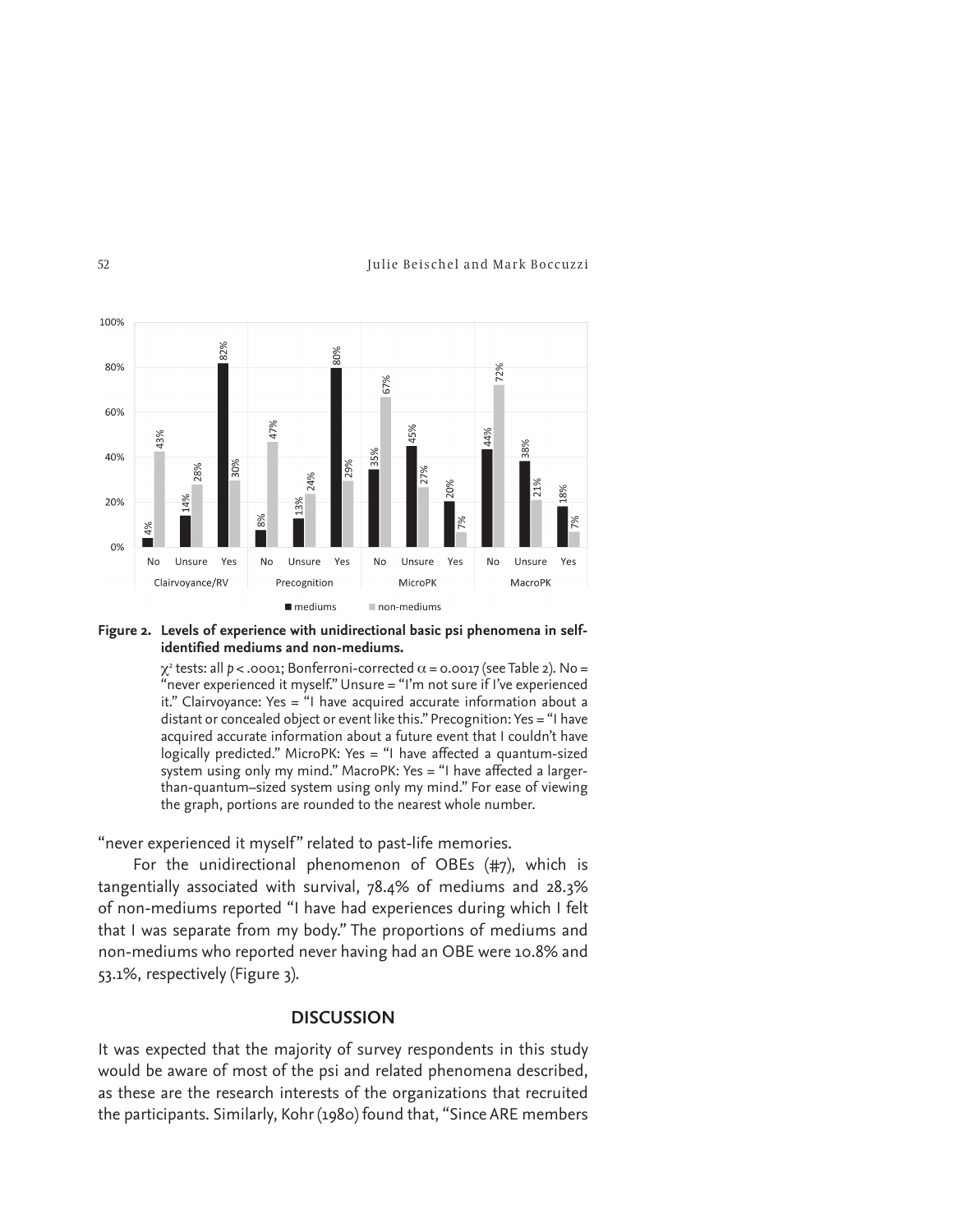**Figure 2. Levels of experience with unidirectional basic psi phenomena in self-identified mediums and non-mediums.**

$\chi^2$ tests: all $p < .0001$; Bonferroni-corrected $\alpha = 0.0017$ (see Table 2). No = "never experienced it myself." Unsure = "I'm not sure if I've experienced it." Clairvoyance: Yes = "I have acquired accurate information about a distant or concealed object or event like this." Precognition: Yes = "I have acquired accurate information about a future event that I couldn't have logically predicted." MicroPK: Yes = "I have affected a quantum-sized system using only my mind." MacroPK: Yes = "I have affected a larger-than-quantum–sized system using only my mind." For ease of viewing the graph, portions are rounded to the nearest whole number.

"never experienced it myself" related to past-life memories.

For the unidirectional phenomenon of OBEs (#7), which is tangentially associated with survival, 78.4% of mediums and 28.3% of non-mediums reported "I have had experiences during which I felt that I was separate from my body." The proportions of mediums and non-mediums who reported never having had an OBE were 10.8% and 53.1%, respectively (Figure 3).

## DISCUSSION

It was expected that the majority of survey respondents in this study would be aware of most of the psi and related phenomena described, as these are the research interests of the organizations that recruited the participants. Similarly, Kohr (1980) found that, "Since ARE members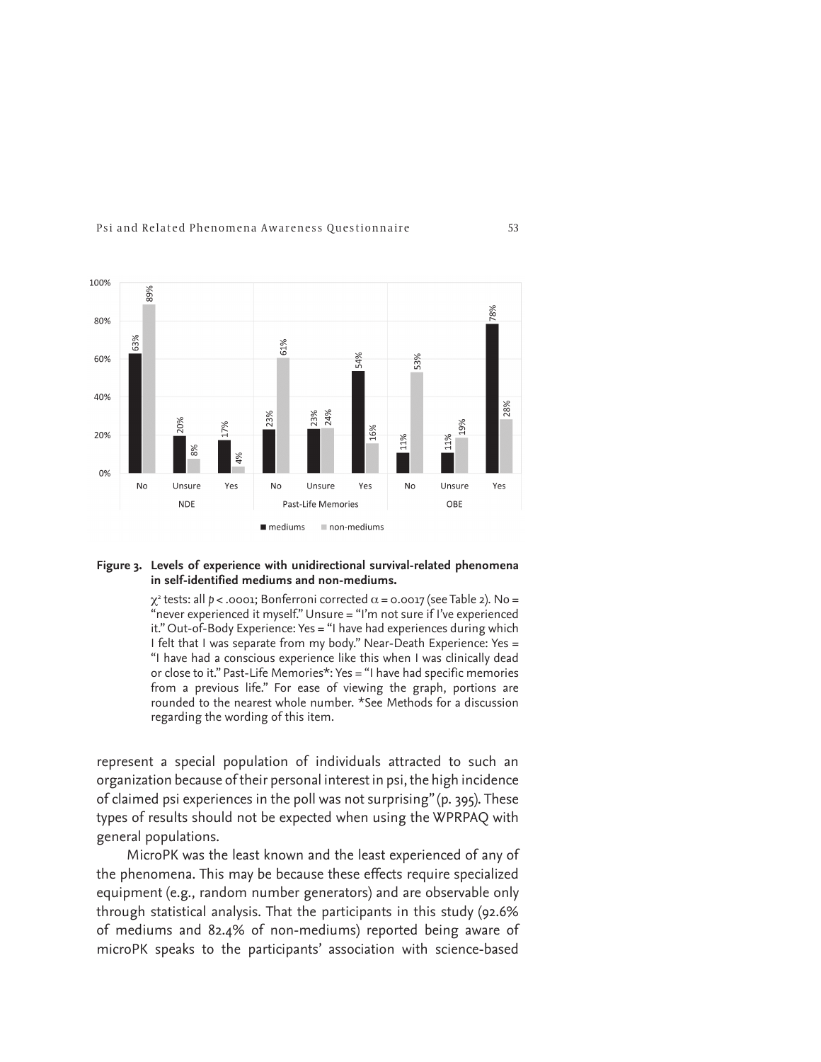**Figure 3. Levels of experience with unidirectional survival-related phenomena in self-identified mediums and non-mediums.**

$\chi^2$ tests: all $p < .0001$; Bonferroni corrected $\alpha = 0.0017$ (see Table 2). No = "never experienced it myself." Unsure = "I'm not sure if I've experienced it." Out-of-Body Experience: Yes = "I have had experiences during which I felt that I was separate from my body." Near-Death Experience: Yes = "I have had a conscious experience like this when I was clinically dead or close to it." Past-Life Memories*: Yes = "I have had specific memories from a previous life." For ease of viewing the graph, portions are rounded to the nearest whole number. *See Methods for a discussion regarding the wording of this item.

represent a special population of individuals attracted to such an organization because of their personal interest in psi, the high incidence of claimed psi experiences in the poll was not surprising" (p. 395). These types of results should not be expected when using the WPRPAQ with general populations.

MicroPK was the least known and the least experienced of any of the phenomena. This may be because these effects require specialized equipment (e.g., random number generators) and are observable only through statistical analysis. That the participants in this study (92.6% of mediums and 82.4% of non-mediums) reported being aware of microPK speaks to the participants' association with science-based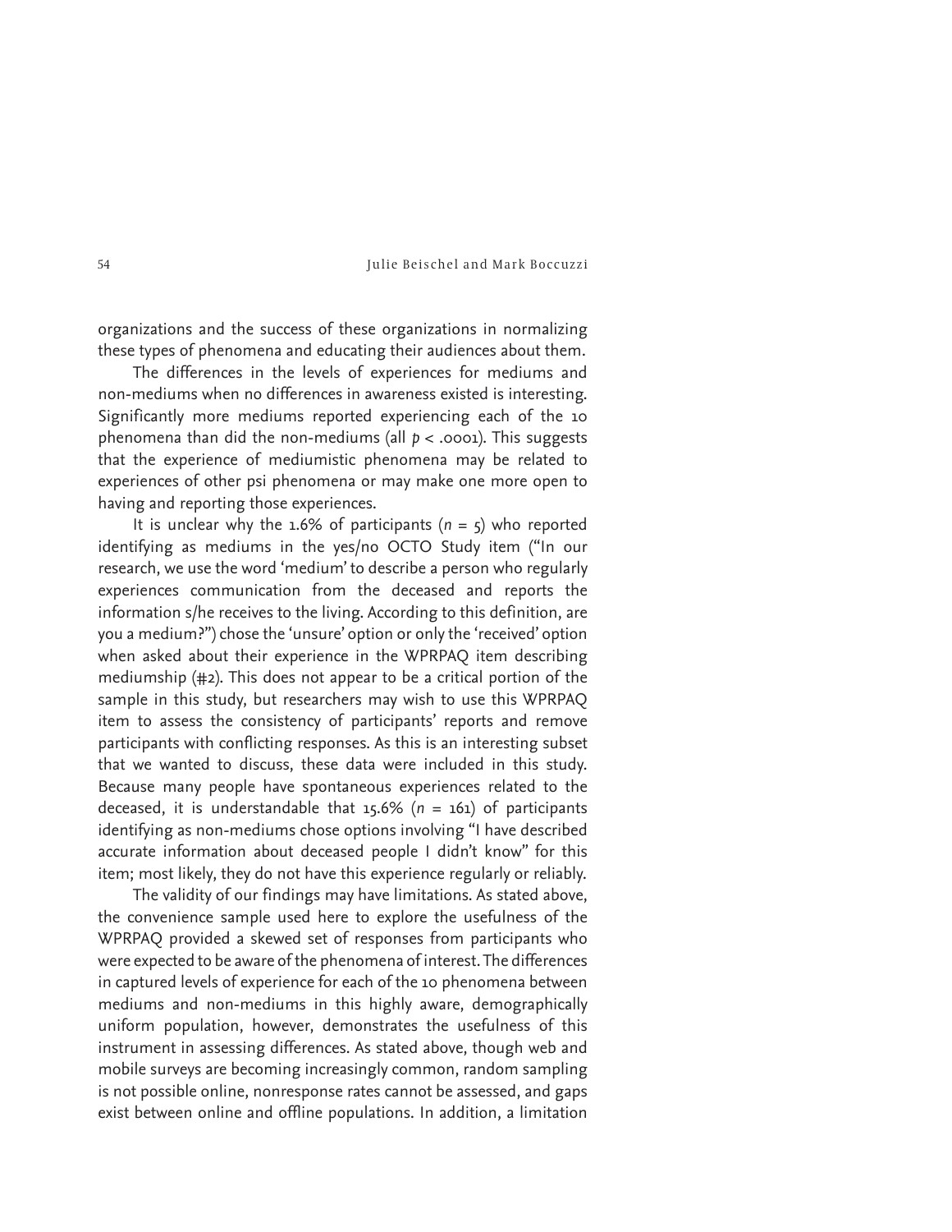organizations and the success of these organizations in normalizing these types of phenomena and educating their audiences about them.

The differences in the levels of experiences for mediums and non-mediums when no differences in awareness existed is interesting. Significantly more mediums reported experiencing each of the 10 phenomena than did the non-mediums (all $p < .0001$). This suggests that the experience of mediumistic phenomena may be related to experiences of other psi phenomena or may make one more open to having and reporting those experiences.

It is unclear why the 1.6% of participants ($n = 5$) who reported identifying as mediums in the yes/no OCTO Study item ("In our research, we use the word 'medium' to describe a person who regularly experiences communication from the deceased and reports the information s/he receives to the living. According to this definition, are you a medium?") chose the 'unsure' option or only the 'received' option when asked about their experience in the WPRPAQ item describing mediumship (#2). This does not appear to be a critical portion of the sample in this study, but researchers may wish to use this WPRPAQ item to assess the consistency of participants' reports and remove participants with conflicting responses. As this is an interesting subset that we wanted to discuss, these data were included in this study. Because many people have spontaneous experiences related to the deceased, it is understandable that 15.6% ($n = 161$) of participants identifying as non-mediums chose options involving "I have described accurate information about deceased people I didn't know" for this item; most likely, they do not have this experience regularly or reliably.

The validity of our findings may have limitations. As stated above, the convenience sample used here to explore the usefulness of the WPRPAQ provided a skewed set of responses from participants who were expected to be aware of the phenomena of interest. The differences in captured levels of experience for each of the 10 phenomena between mediums and non-mediums in this highly aware, demographically uniform population, however, demonstrates the usefulness of this instrument in assessing differences. As stated above, though web and mobile surveys are becoming increasingly common, random sampling is not possible online, nonresponse rates cannot be assessed, and gaps exist between online and offline populations. In addition, a limitation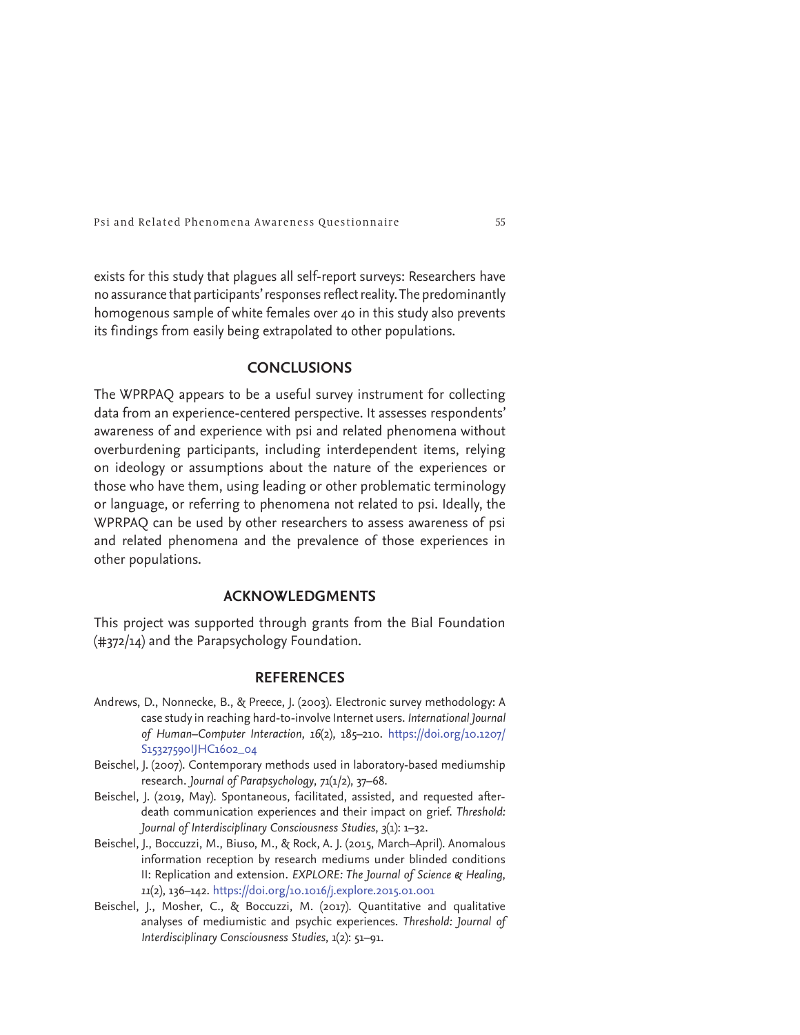exists for this study that plagues all self-report surveys: Researchers have no assurance that participants' responses reflect reality. The predominantly homogenous sample of white females over 40 in this study also prevents its findings from easily being extrapolated to other populations.

## CONCLUSIONS

The WPRPAQ appears to be a useful survey instrument for collecting data from an experience-centered perspective. It assesses respondents' awareness of and experience with psi and related phenomena without overburdening participants, including interdependent items, relying on ideology or assumptions about the nature of the experiences or those who have them, using leading or other problematic terminology or language, or referring to phenomena not related to psi. Ideally, the WPRPAQ can be used by other researchers to assess awareness of psi and related phenomena and the prevalence of those experiences in other populations.

## ACKNOWLEDGMENTS

This project was supported through grants from the Bial Foundation (#372/14) and the Parapsychology Foundation.

## REFERENCES

Andrews, D., Nonnecke, B., & Preece, J. (2003). Electronic survey methodology: A case study in reaching hard-to-involve Internet users. *International Journal of Human–Computer Interaction*, *16*(2), 185–210. https://doi.org/10.1207/S15327590IJHC1602_04

Beischel, J. (2007). Contemporary methods used in laboratory-based mediumship research. *Journal of Parapsychology*, *71*(1/2), 37–68.

Beischel, J. (2019, May). Spontaneous, facilitated, assisted, and requested after-death communication experiences and their impact on grief. *Threshold: Journal of Interdisciplinary Consciousness Studies*, *3*(1): 1–32.

Beischel, J., Boccuzzi, M., Biuso, M., & Rock, A. J. (2015, March–April). Anomalous information reception by research mediums under blinded conditions II: Replication and extension. *EXPLORE: The Journal of Science & Healing*, *11*(2), 136–142. https://doi.org/10.1016/j.explore.2015.01.001

Beischel, J., Mosher, C., & Boccuzzi, M. (2017). Quantitative and qualitative analyses of mediumistic and psychic experiences. *Threshold: Journal of Interdisciplinary Consciousness Studies*, *1*(2): 51–91.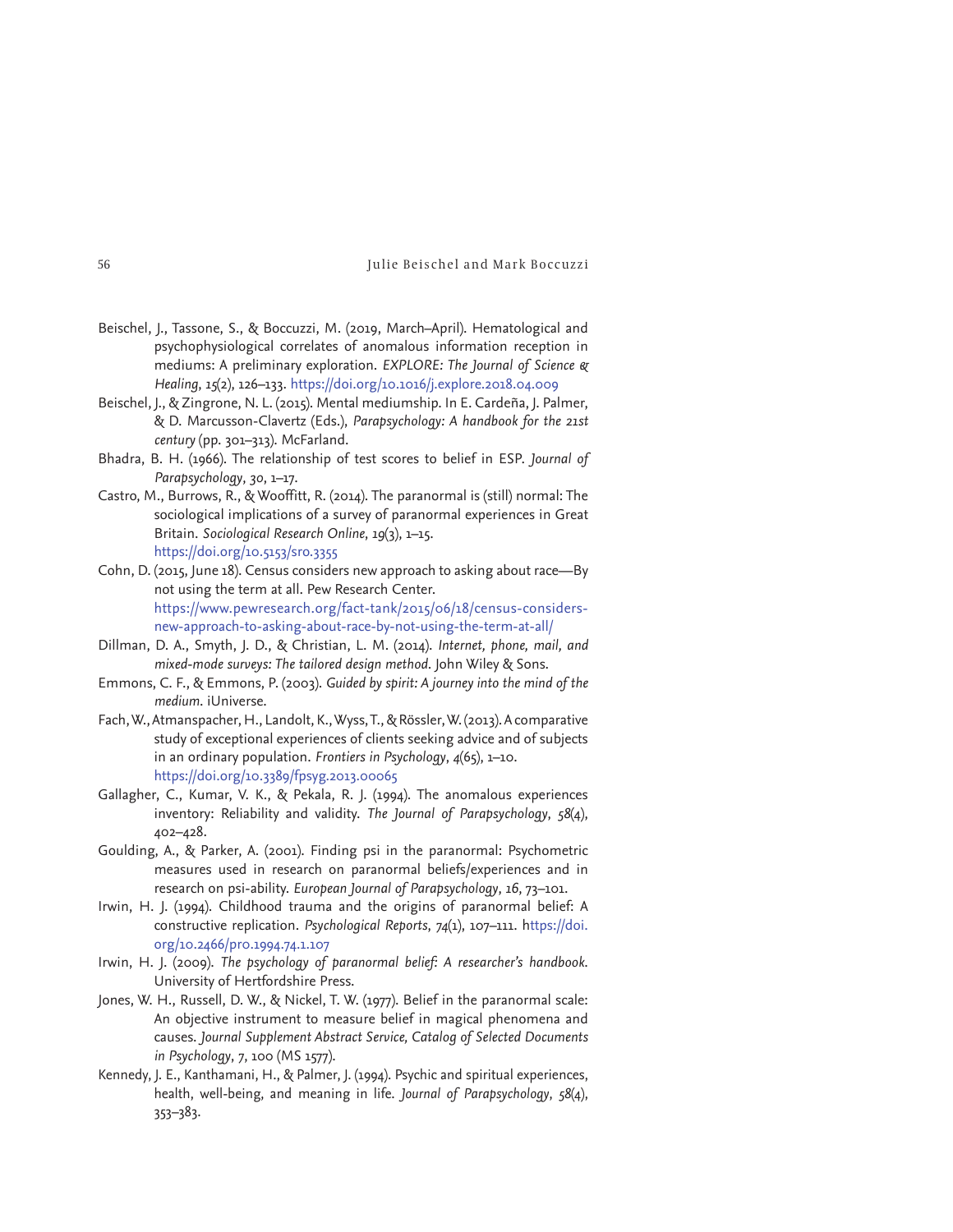Beischel, J., Tassone, S., & Boccuzzi, M. (2019, March–April). Hematological and psychophysiological correlates of anomalous information reception in mediums: A preliminary exploration. *EXPLORE: The Journal of Science & Healing*, *15*(2), 126–133. https://doi.org/10.1016/j.explore.2018.04.009

Beischel, J., & Zingrone, N. L. (2015). Mental mediumship. In E. Cardeña, J. Palmer, & D. Marcusson-Clavertz (Eds.), *Parapsychology: A handbook for the 21st century* (pp. 301–313). McFarland.

Bhadra, B. H. (1966). The relationship of test scores to belief in ESP. *Journal of Parapsychology*, *30*, 1–17.

Castro, M., Burrows, R., & Wooffitt, R. (2014). The paranormal is (still) normal: The sociological implications of a survey of paranormal experiences in Great Britain. *Sociological Research Online*, *19*(3), 1–15. https://doi.org/10.5153/sro.3355

Cohn, D. (2015, June 18). Census considers new approach to asking about race—By not using the term at all. Pew Research Center. https://www.pewresearch.org/fact-tank/2015/06/18/census-considers-new-approach-to-asking-about-race-by-not-using-the-term-at-all/

Dillman, D. A., Smyth, J. D., & Christian, L. M. (2014). *Internet, phone, mail, and mixed-mode surveys: The tailored design method*. John Wiley & Sons.

Emmons, C. F., & Emmons, P. (2003). *Guided by spirit: A journey into the mind of the medium*. iUniverse.

Fach, W., Atmanspacher, H., Landolt, K., Wyss, T., & Rössler, W. (2013). A comparative study of exceptional experiences of clients seeking advice and of subjects in an ordinary population. *Frontiers in Psychology*, *4*(65), 1–10. https://doi.org/10.3389/fpsyg.2013.00065

Gallagher, C., Kumar, V. K., & Pekala, R. J. (1994). The anomalous experiences inventory: Reliability and validity. *The Journal of Parapsychology*, *58*(4), 402–428.

Goulding, A., & Parker, A. (2001). Finding psi in the paranormal: Psychometric measures used in research on paranormal beliefs/experiences and in research on psi-ability. *European Journal of Parapsychology*, *16*, 73–101.

Irwin, H. J. (1994). Childhood trauma and the origins of paranormal belief: A constructive replication. *Psychological Reports*, *74*(1), 107–111. https://doi.org/10.2466/pr0.1994.74.1.107

Irwin, H. J. (2009). *The psychology of paranormal belief: A researcher's handbook*. University of Hertfordshire Press.

Jones, W. H., Russell, D. W., & Nickel, T. W. (1977). Belief in the paranormal scale: An objective instrument to measure belief in magical phenomena and causes. *Journal Supplement Abstract Service, Catalog of Selected Documents in Psychology*, *7*, 100 (MS 1577).

Kennedy, J. E., Kanthamani, H., & Palmer, J. (1994). Psychic and spiritual experiences, health, well-being, and meaning in life. *Journal of Parapsychology*, *58*(4), 353–383.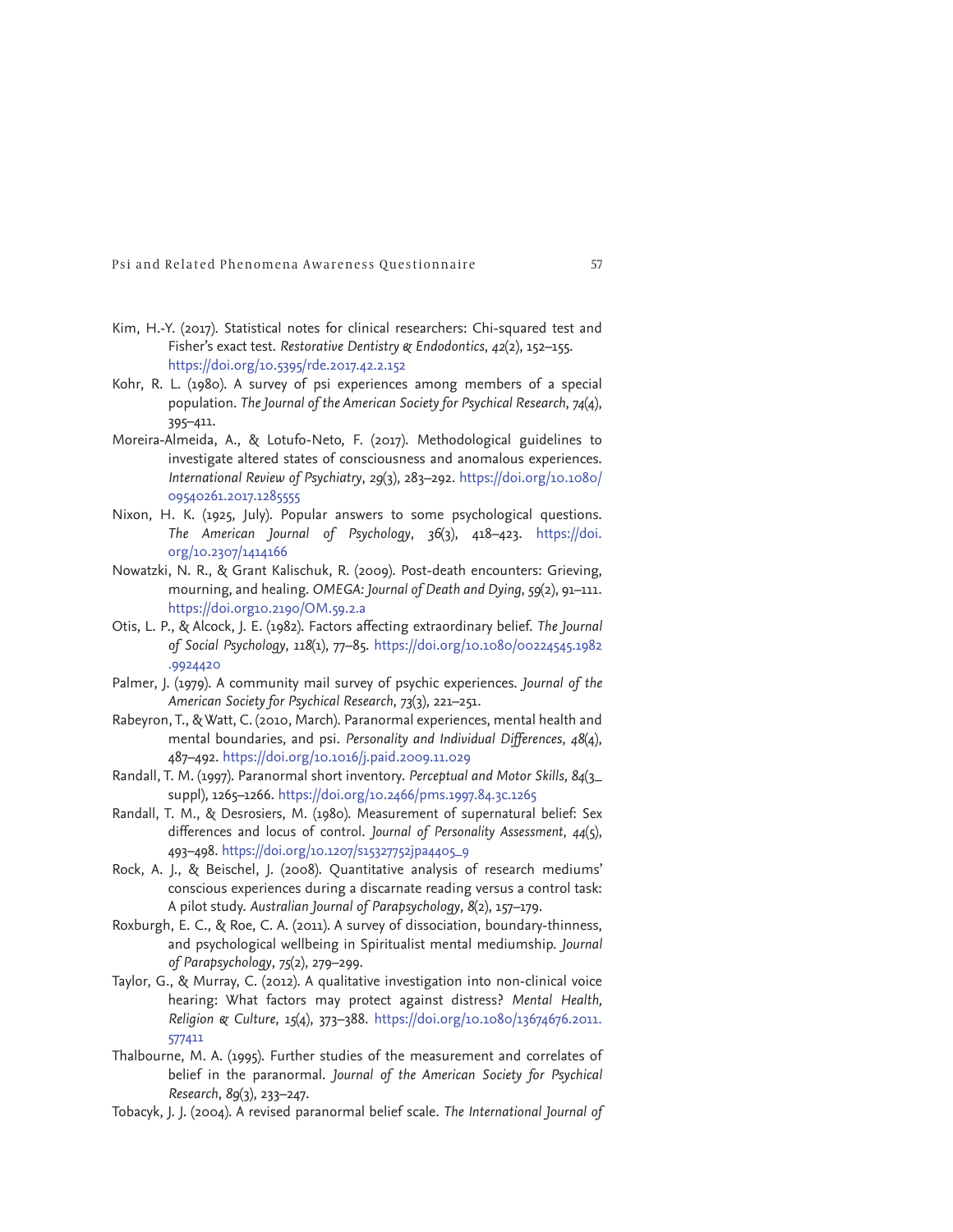Kim, H.-Y. (2017). Statistical notes for clinical researchers: Chi-squared test and Fisher's exact test. *Restorative Dentistry & Endodontics*, *42*(2), 152–155. https://doi.org/10.5395/rde.2017.42.2.152

Kohr, R. L. (1980). A survey of psi experiences among members of a special population. *The Journal of the American Society for Psychical Research*, *74*(4), 395–411.

Moreira-Almeida, A., & Lotufo-Neto, F. (2017). Methodological guidelines to investigate altered states of consciousness and anomalous experiences. *International Review of Psychiatry*, *29*(3), 283–292. https://doi.org/10.1080/09540261.2017.1285555

Nixon, H. K. (1925, July). Popular answers to some psychological questions. *The American Journal of Psychology*, *36*(3), 418–423. https://doi.org/10.2307/1414166

Nowatzki, N. R., & Grant Kalischuk, R. (2009). Post-death encounters: Grieving, mourning, and healing. *OMEGA: Journal of Death and Dying*, *59*(2), 91–111. https://doi.org10.2190/OM.59.2.a

Otis, L. P., & Alcock, J. E. (1982). Factors affecting extraordinary belief. *The Journal of Social Psychology*, *118*(1), 77–85. https://doi.org/10.1080/00224545.1982.9924420

Palmer, J. (1979). A community mail survey of psychic experiences. *Journal of the American Society for Psychical Research*, *73*(3), 221–251.

Rabeyron, T., & Watt, C. (2010, March). Paranormal experiences, mental health and mental boundaries, and psi. *Personality and Individual Differences*, *48*(4), 487–492. https://doi.org/10.1016/j.paid.2009.11.029

Randall, T. M. (1997). Paranormal short inventory. *Perceptual and Motor Skills*, *84*(3_suppl), 1265–1266. https://doi.org/10.2466/pms.1997.84.3c.1265

Randall, T. M., & Desrosiers, M. (1980). Measurement of supernatural belief: Sex differences and locus of control. *Journal of Personality Assessment*, *44*(5), 493–498. https://doi.org/10.1207/s15327752jpa4405_9

Rock, A. J., & Beischel, J. (2008). Quantitative analysis of research mediums' conscious experiences during a discarnate reading versus a control task: A pilot study. *Australian Journal of Parapsychology*, *8*(2), 157–179.

Roxburgh, E. C., & Roe, C. A. (2011). A survey of dissociation, boundary-thinness, and psychological wellbeing in Spiritualist mental mediumship. *Journal of Parapsychology*, *75*(2), 279–299.

Taylor, G., & Murray, C. (2012). A qualitative investigation into non-clinical voice hearing: What factors may protect against distress? *Mental Health, Religion & Culture*, *15*(4), 373–388. https://doi.org/10.1080/13674676.2011.577411

Thalbourne, M. A. (1995). Further studies of the measurement and correlates of belief in the paranormal. *Journal of the American Society for Psychical Research*, *89*(3), 233–247.

Tobacyk, J. J. (2004). A revised paranormal belief scale. *The International Journal of*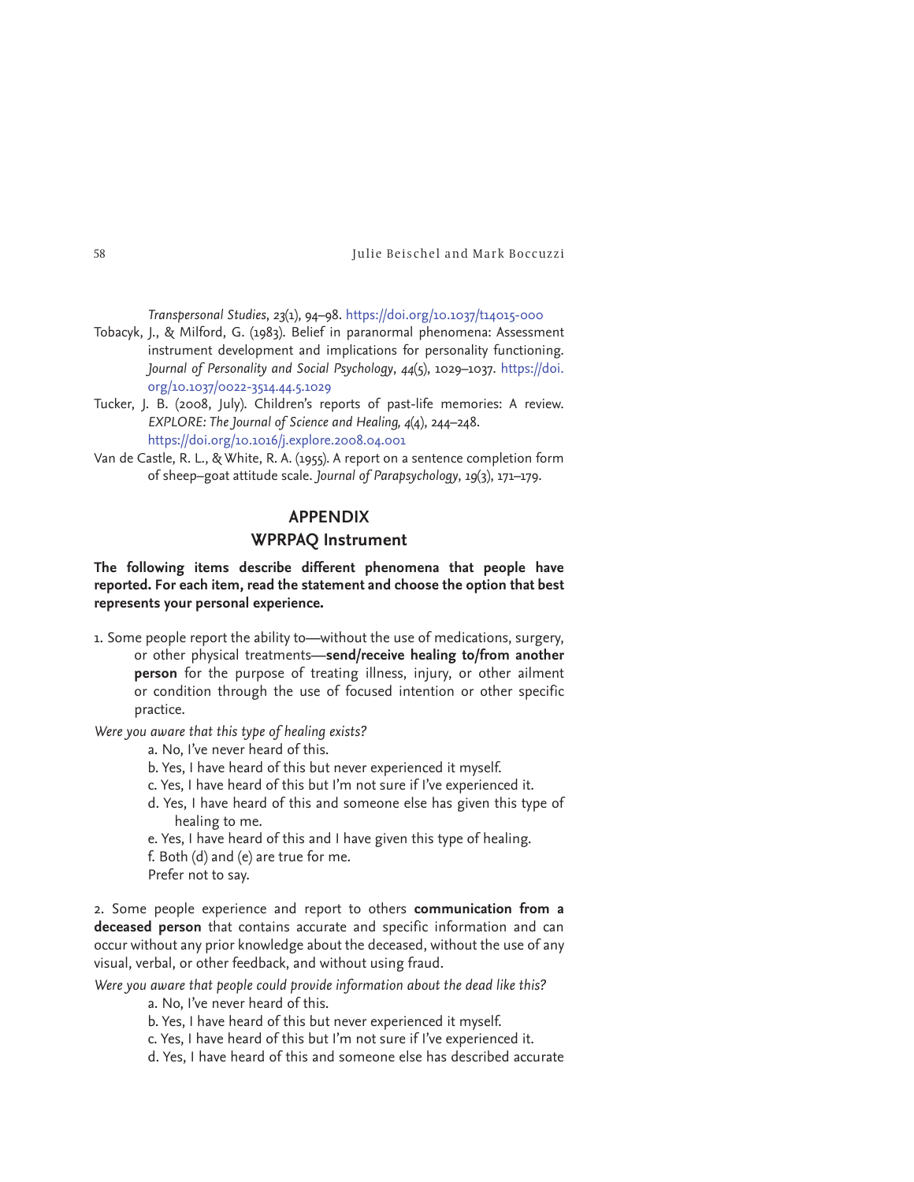*Transpersonal Studies*, *23*(1), 94–98. https://doi.org/10.1037/t14015-000

Tobacyk, J., & Milford, G. (1983). Belief in paranormal phenomena: Assessment instrument development and implications for personality functioning. *Journal of Personality and Social Psychology*, *44*(5), 1029–1037. https://doi.org/10.1037/0022-3514.44.5.1029

Tucker, J. B. (2008, July). Children's reports of past-life memories: A review. *EXPLORE: The Journal of Science and Healing, 4*(4), 244–248. https://doi.org/10.1016/j.explore.2008.04.001

Van de Castle, R. L., & White, R. A. (1955). A report on a sentence completion form of sheep–goat attitude scale. *Journal of Parapsychology*, *19*(3), 171–179.

## APPENDIX

## WPRPAQ Instrument

**The following items describe different phenomena that people have reported. For each item, read the statement and choose the option that best represents your personal experience.**

1. Some people report the ability to—without the use of medications, surgery, or other physical treatments—**send/receive healing to/from another person** for the purpose of treating illness, injury, or other ailment or condition through the use of focused intention or other specific practice.

*Were you aware that this type of healing exists?*

a. No, I've never heard of this.
b. Yes, I have heard of this but never experienced it myself.
c. Yes, I have heard of this but I'm not sure if I've experienced it.
d. Yes, I have heard of this and someone else has given this type of healing to me.
e. Yes, I have heard of this and I have given this type of healing.
f. Both (d) and (e) are true for me.
Prefer not to say.

2. Some people experience and report to others **communication from a deceased person** that contains accurate and specific information and can occur without any prior knowledge about the deceased, without the use of any visual, verbal, or other feedback, and without using fraud.

*Were you aware that people could provide information about the dead like this?*

a. No, I've never heard of this.
b. Yes, I have heard of this but never experienced it myself.
c. Yes, I have heard of this but I'm not sure if I've experienced it.
d. Yes, I have heard of this and someone else has described accurate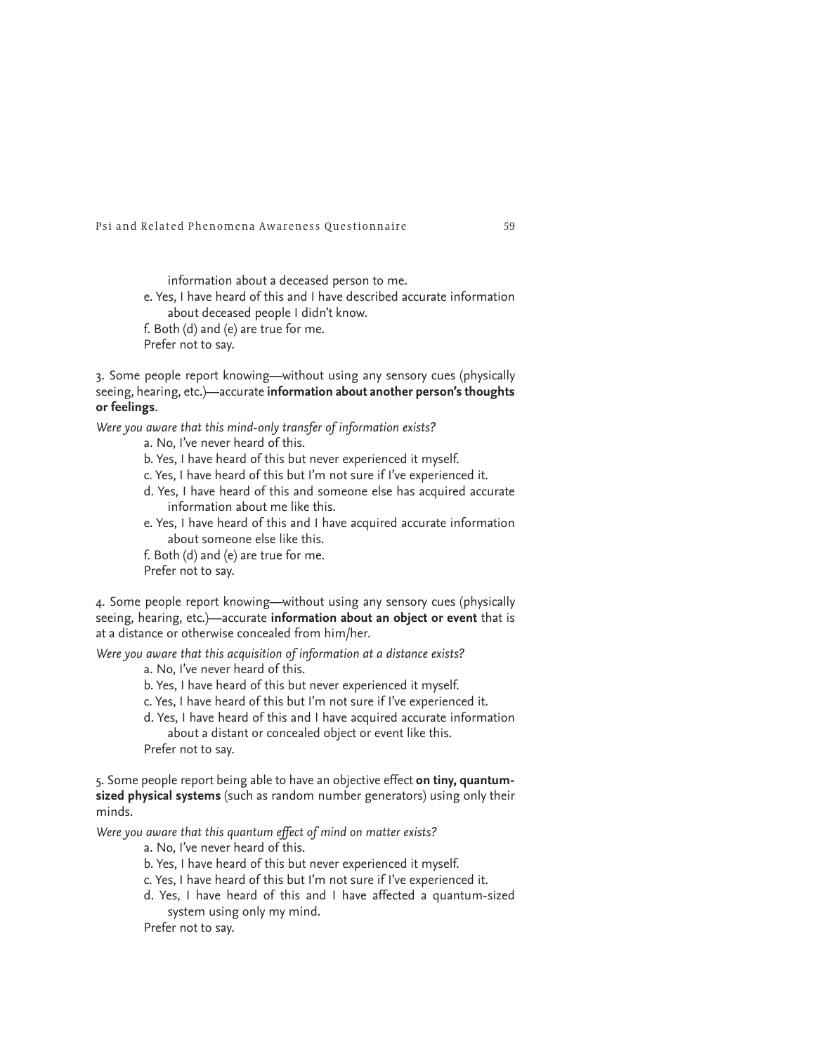information about a deceased person to me.

e. Yes, I have heard of this and I have described accurate information about deceased people I didn't know.

f. Both (d) and (e) are true for me.

Prefer not to say.

3. Some people report knowing—without using any sensory cues (physically seeing, hearing, etc.)—accurate **information about another person's thoughts or feelings**.

*Were you aware that this mind-only transfer of information exists?*

a. No, I've never heard of this.

b. Yes, I have heard of this but never experienced it myself.

c. Yes, I have heard of this but I'm not sure if I've experienced it.

d. Yes, I have heard of this and someone else has acquired accurate information about me like this.

e. Yes, I have heard of this and I have acquired accurate information about someone else like this.

f. Both (d) and (e) are true for me.

Prefer not to say.

4. Some people report knowing—without using any sensory cues (physically seeing, hearing, etc.)—accurate **information about an object or event** that is at a distance or otherwise concealed from him/her.

*Were you aware that this acquisition of information at a distance exists?*

a. No, I've never heard of this.

b. Yes, I have heard of this but never experienced it myself.

c. Yes, I have heard of this but I'm not sure if I've experienced it.

d. Yes, I have heard of this and I have acquired accurate information about a distant or concealed object or event like this.

Prefer not to say.

5. Some people report being able to have an objective effect **on tiny, quantum-sized physical systems** (such as random number generators) using only their minds.

*Were you aware that this quantum effect of mind on matter exists?*

a. No, I've never heard of this.

b. Yes, I have heard of this but never experienced it myself.

c. Yes, I have heard of this but I'm not sure if I've experienced it.

d. Yes, I have heard of this and I have affected a quantum-sized system using only my mind.

Prefer not to say.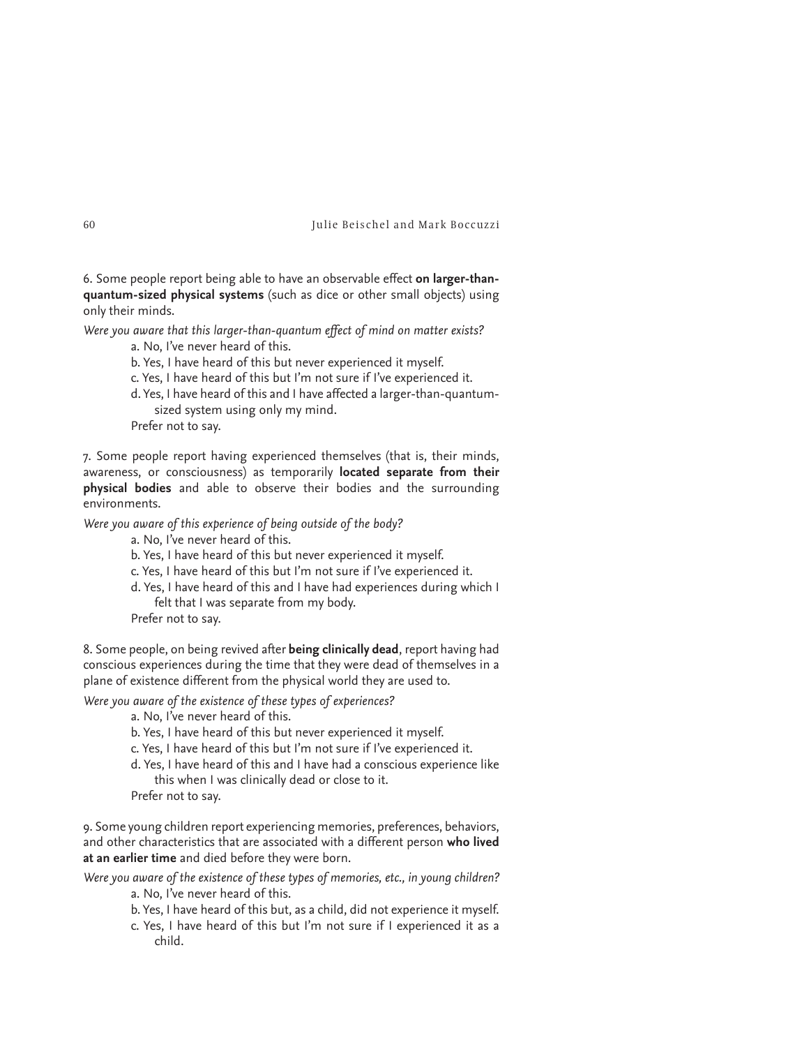6. Some people report being able to have an observable effect **on larger-than-quantum-sized physical systems** (such as dice or other small objects) using only their minds.

*Were you aware that this larger-than-quantum effect of mind on matter exists?*

a. No, I've never heard of this.
b. Yes, I have heard of this but never experienced it myself.
c. Yes, I have heard of this but I'm not sure if I've experienced it.
d. Yes, I have heard of this and I have affected a larger-than-quantum-sized system using only my mind.
Prefer not to say.

7. Some people report having experienced themselves (that is, their minds, awareness, or consciousness) as temporarily **located separate from their physical bodies** and able to observe their bodies and the surrounding environments.

*Were you aware of this experience of being outside of the body?*

a. No, I've never heard of this.
b. Yes, I have heard of this but never experienced it myself.
c. Yes, I have heard of this but I'm not sure if I've experienced it.
d. Yes, I have heard of this and I have had experiences during which I felt that I was separate from my body.
Prefer not to say.

8. Some people, on being revived after **being clinically dead**, report having had conscious experiences during the time that they were dead of themselves in a plane of existence different from the physical world they are used to.

*Were you aware of the existence of these types of experiences?*

a. No, I've never heard of this.
b. Yes, I have heard of this but never experienced it myself.
c. Yes, I have heard of this but I'm not sure if I've experienced it.
d. Yes, I have heard of this and I have had a conscious experience like this when I was clinically dead or close to it.
Prefer not to say.

9. Some young children report experiencing memories, preferences, behaviors, and other characteristics that are associated with a different person **who lived at an earlier time** and died before they were born.

*Were you aware of the existence of these types of memories, etc., in young children?*

a. No, I've never heard of this.
b. Yes, I have heard of this but, as a child, did not experience it myself.
c. Yes, I have heard of this but I'm not sure if I experienced it as a child.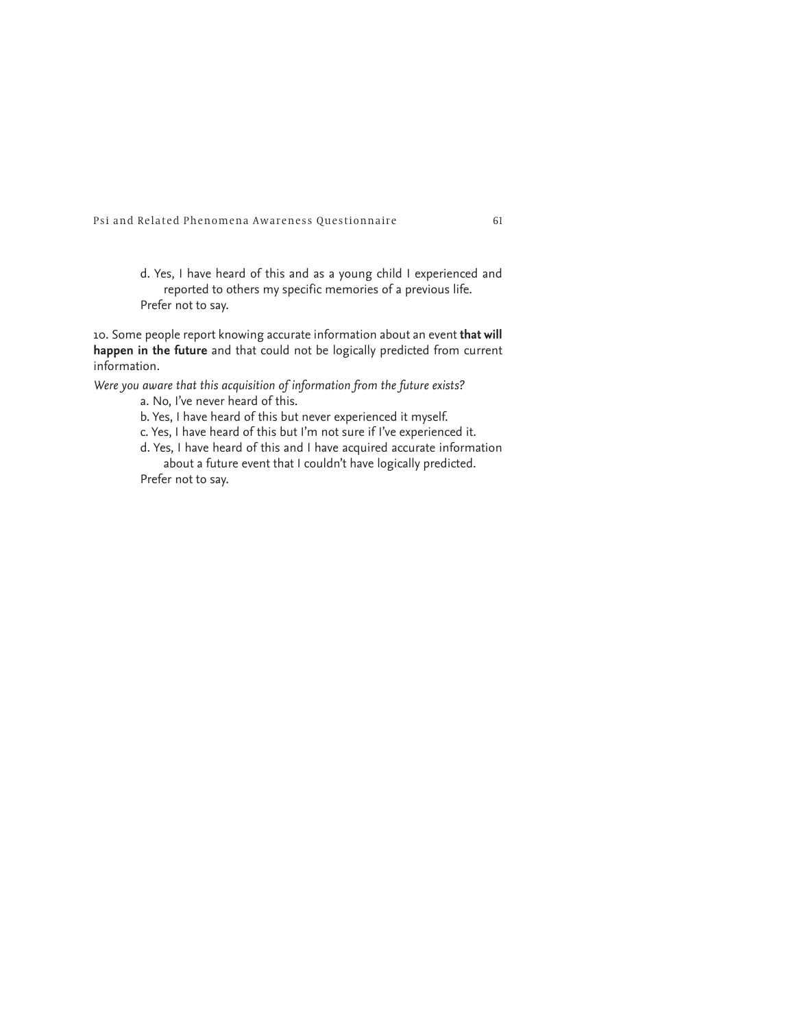d. Yes, I have heard of this and as a young child I experienced and reported to others my specific memories of a previous life.

Prefer not to say.

10. Some people report knowing accurate information about an event **that will happen in the future** and that could not be logically predicted from current information.

*Were you aware that this acquisition of information from the future exists?*

a. No, I've never heard of this.

b. Yes, I have heard of this but never experienced it myself.

c. Yes, I have heard of this but I'm not sure if I've experienced it.

d. Yes, I have heard of this and I have acquired accurate information about a future event that I couldn't have logically predicted.

Prefer not to say.